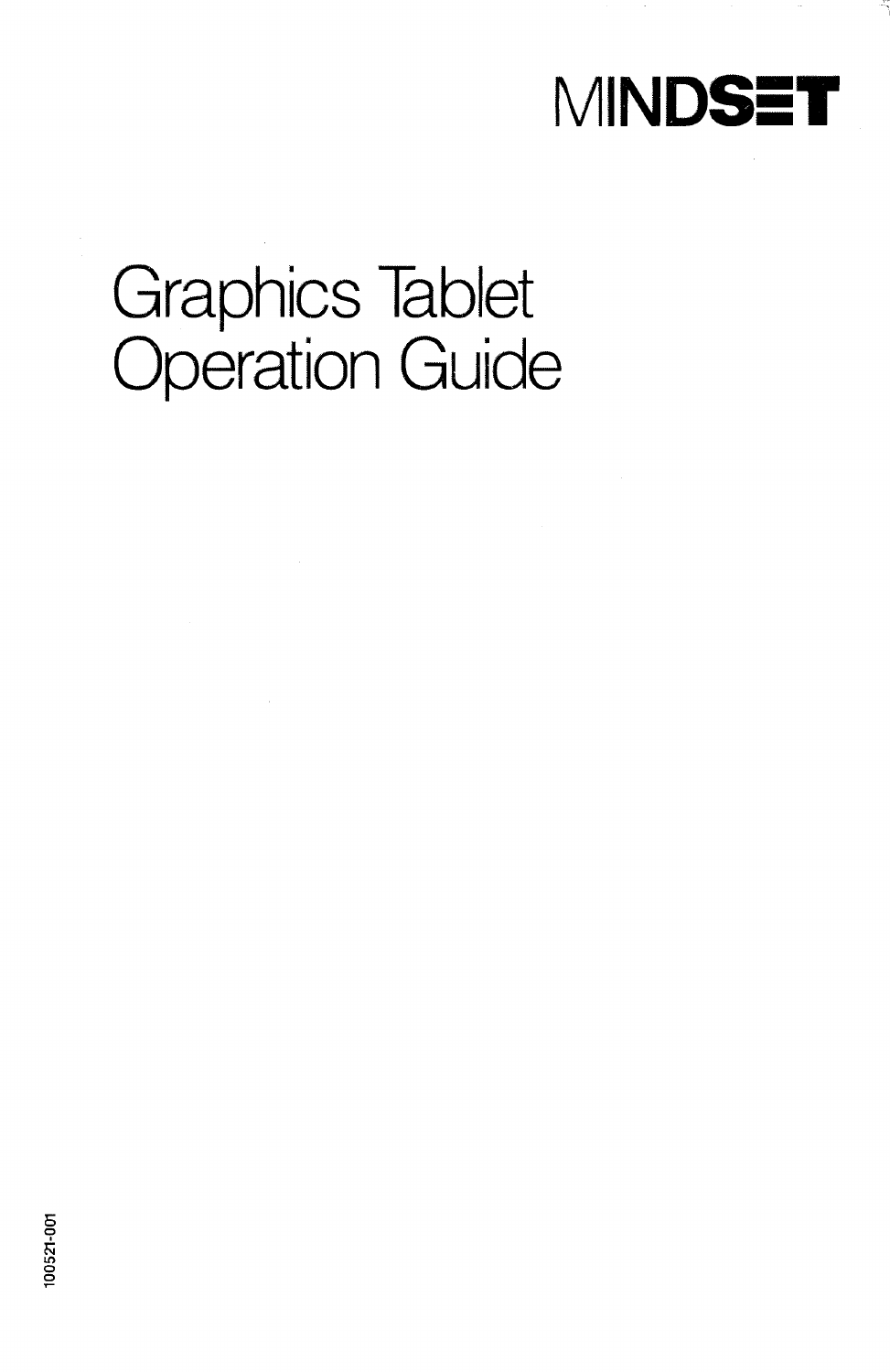MINDSET

# Graphics Tablet Operation Guide

100521-001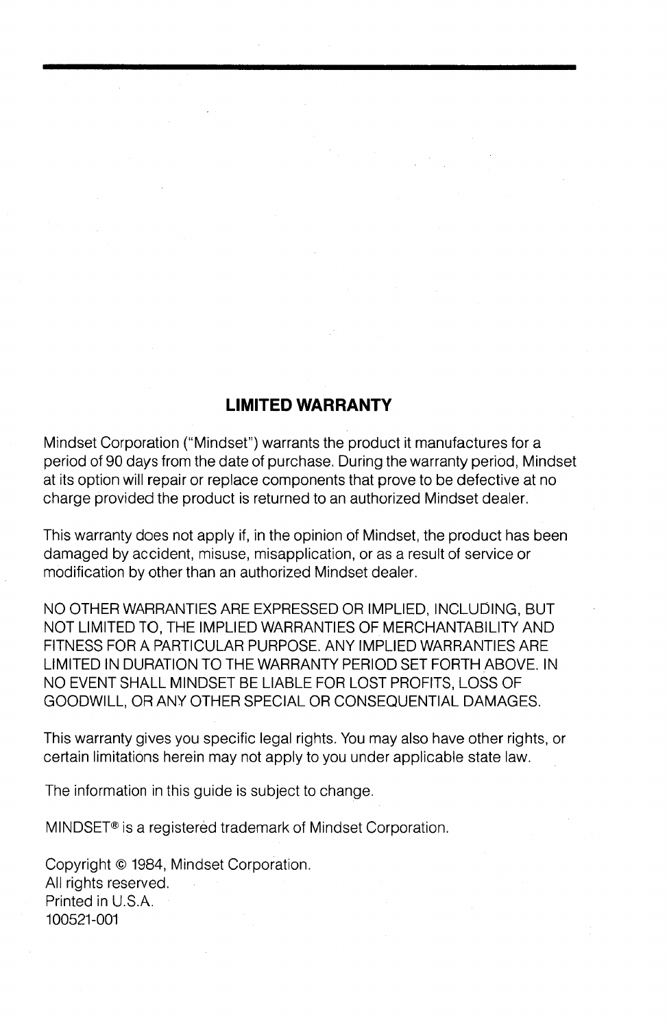## LIMITED WARRANTY

Mindset Corporation ("Mindset") warrants the product it manufactures for a period of 90 days from the date of purchase. During the warranty period, Mindset at its option will repair or replace components that prove to be defective at no charge provided the product is returned to an authorized Mindset dealer.

This warranty does not apply if, in the opinion of Mindset, the product has been damaged by accident, misuse, misapplication, or as a result of service or modification by other than an authorized Mindset dealer.

NO OTHER WARRANTIES ARE EXPRESSED OR IMPLIED, INCLUDING, BUT NOT LIMITED TO, THE IMPLIED WARRANTIES OF MERCHANTABILITY AND FITNESS FOR A PARTICULAR PURPOSE. ANY IMPLIED WARRANTIES ARE LIMITED IN DURATION TO THE WARRANTY PERIOD SET FORTH ABOVE. IN NO EVENT SHALL MINDSET BE LIABLE FOR LOST PROFITS, LOSS OF GOODWILL, OR ANY OTHER SPECIAL OR CONSEQUENTIAL DAMAGES.

This warranty gives you specific legal rights. You may also have other rights, or certain limitations herein may not apply to you under applicable state law.

The information in this guide is subject to change.

MINDSET® is a registered trademark of Mindset Corporation.

Copyright © 1984, Mindset Corporation.
All rights reserved.
Printed in U.S.A.
100521-001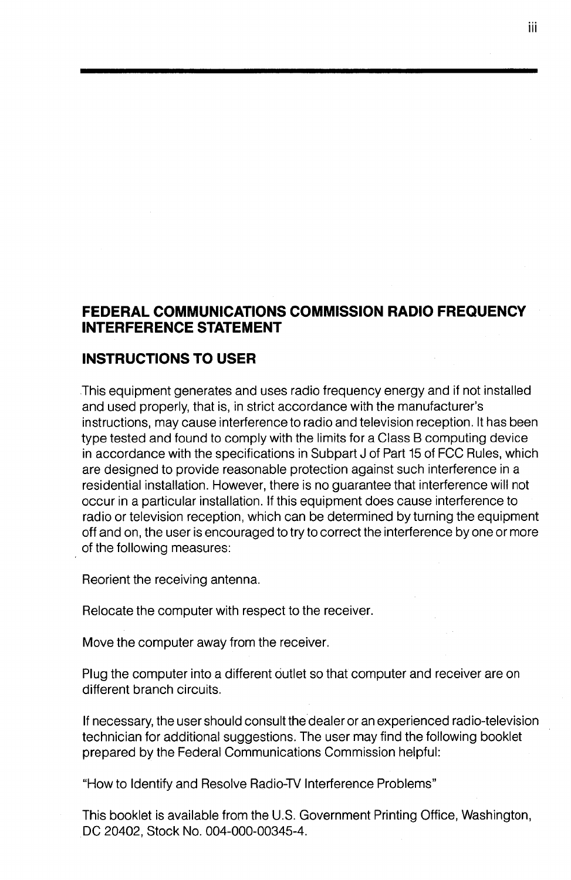## FEDERAL COMMUNICATIONS COMMISSION RADIO FREQUENCY INTERFERENCE STATEMENT

### INSTRUCTIONS TO USER

This equipment generates and uses radio frequency energy and if not installed and used properly, that is, in strict accordance with the manufacturer's instructions, may cause interference to radio and television reception. It has been type tested and found to comply with the limits for a Class B computing device in accordance with the specifications in Subpart J of Part 15 of FCC Rules, which are designed to provide reasonable protection against such interference in a residential installation. However, there is no guarantee that interference will not occur in a particular installation. If this equipment does cause interference to radio or television reception, which can be determined by turning the equipment off and on, the user is encouraged to try to correct the interference by one or more of the following measures:

Reorient the receiving antenna.

Relocate the computer with respect to the receiver.

Move the computer away from the receiver.

Plug the computer into a different outlet so that computer and receiver are on different branch circuits.

If necessary, the user should consult the dealer or an experienced radio-television technician for additional suggestions. The user may find the following booklet prepared by the Federal Communications Commission helpful:

"How to Identify and Resolve Radio-TV Interference Problems"

This booklet is available from the U.S. Government Printing Office, Washington, DC 20402, Stock No. 004-000-00345-4.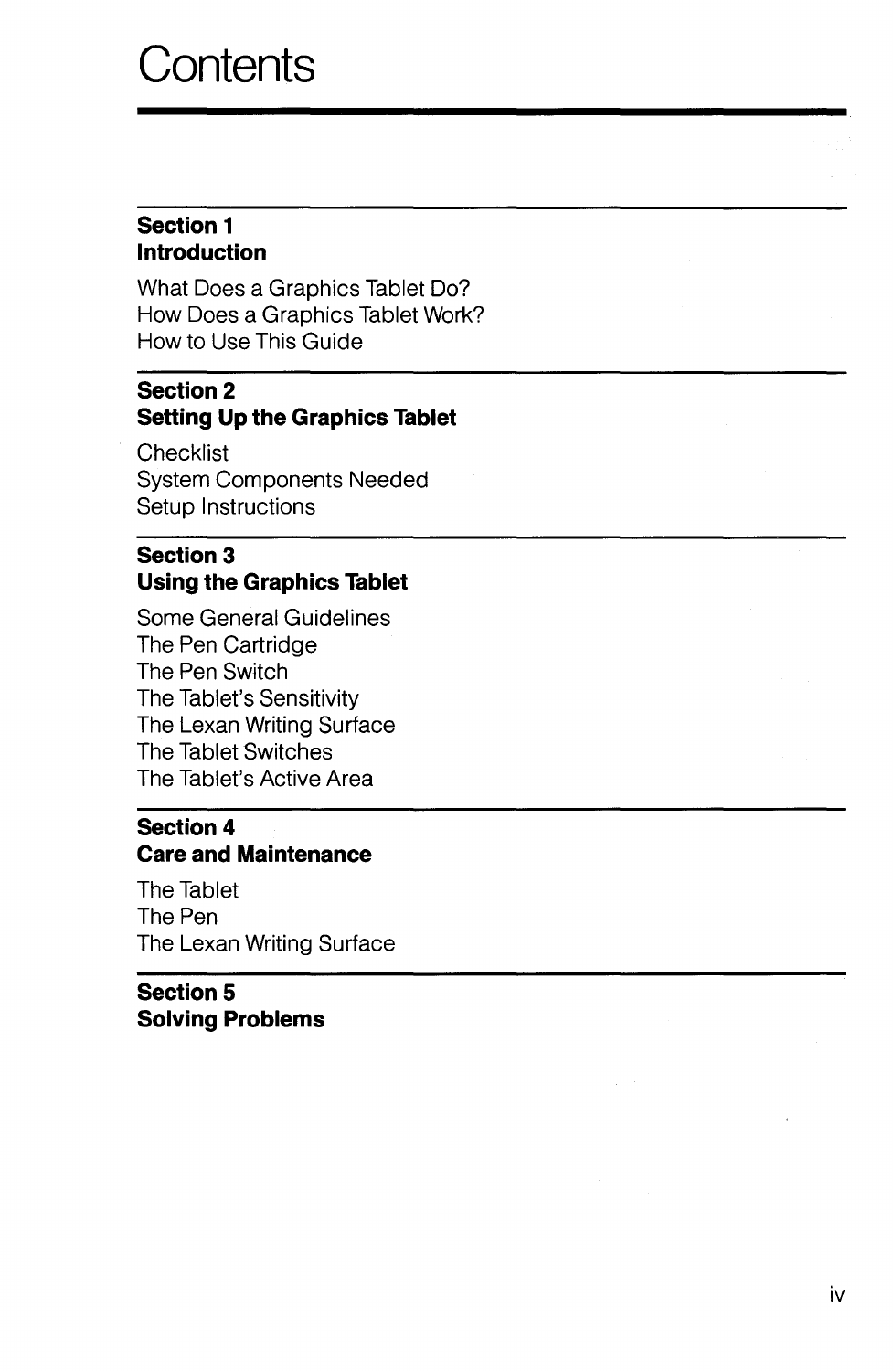# Contents

## Section 1
## Introduction

What Does a Graphics Tablet Do?
How Does a Graphics Tablet Work?
How to Use This Guide

## Section 2
## Setting Up the Graphics Tablet

Checklist
System Components Needed
Setup Instructions

## Section 3
## Using the Graphics Tablet

Some General Guidelines
The Pen Cartridge
The Pen Switch
The Tablet's Sensitivity
The Lexan Writing Surface
The Tablet Switches
The Tablet's Active Area

## Section 4
## Care and Maintenance

The Tablet
The Pen
The Lexan Writing Surface

## Section 5
## Solving Problems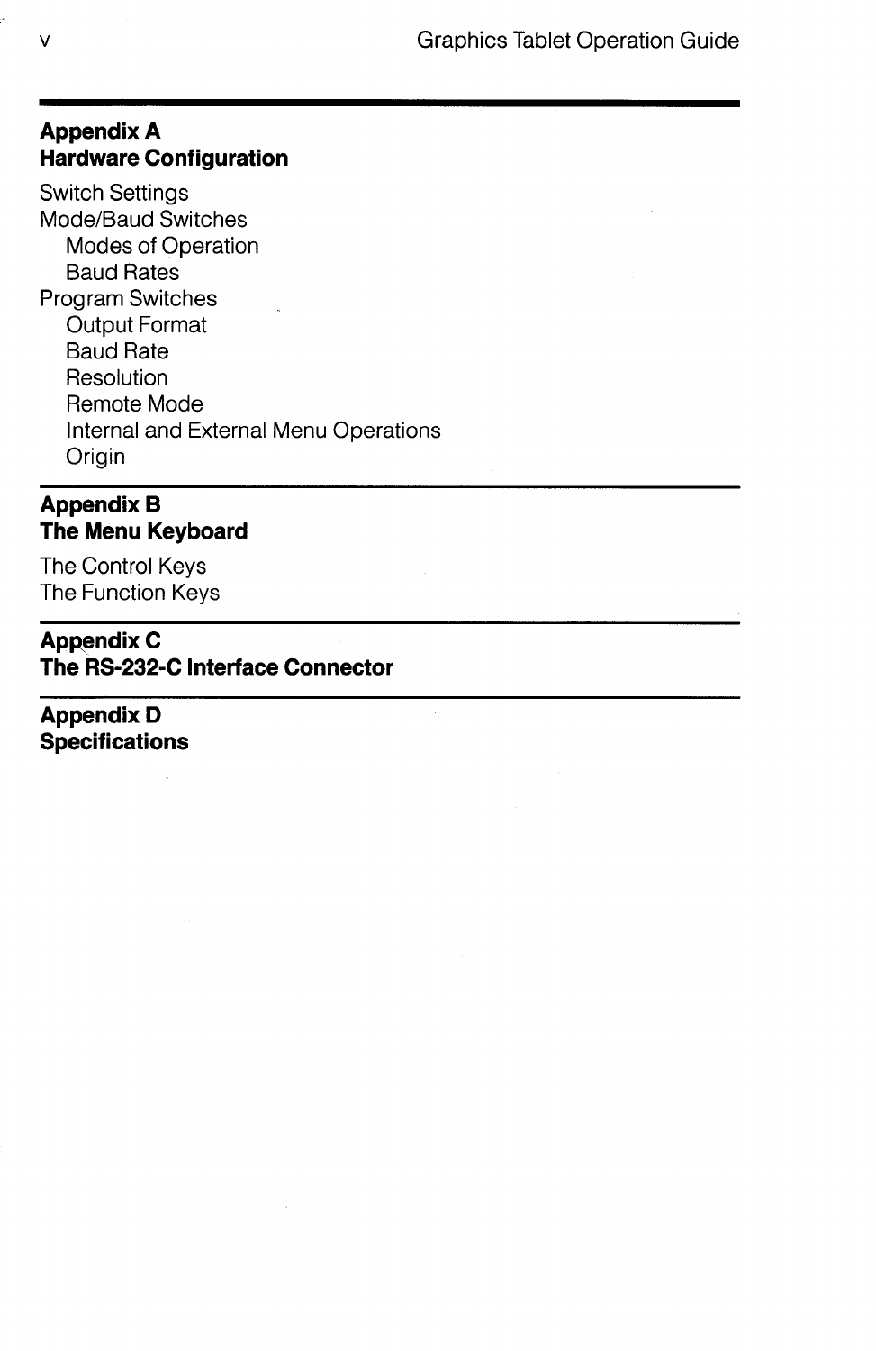## Appendix A
## Hardware Configuration

Switch Settings
Mode/Baud Switches
  Modes of Operation
  Baud Rates
Program Switches
  Output Format
  Baud Rate
  Resolution
  Remote Mode
  Internal and External Menu Operations
  Origin

## Appendix B
## The Menu Keyboard

The Control Keys
The Function Keys

## Appendix C
## The RS-232-C Interface Connector

## Appendix D
## Specifications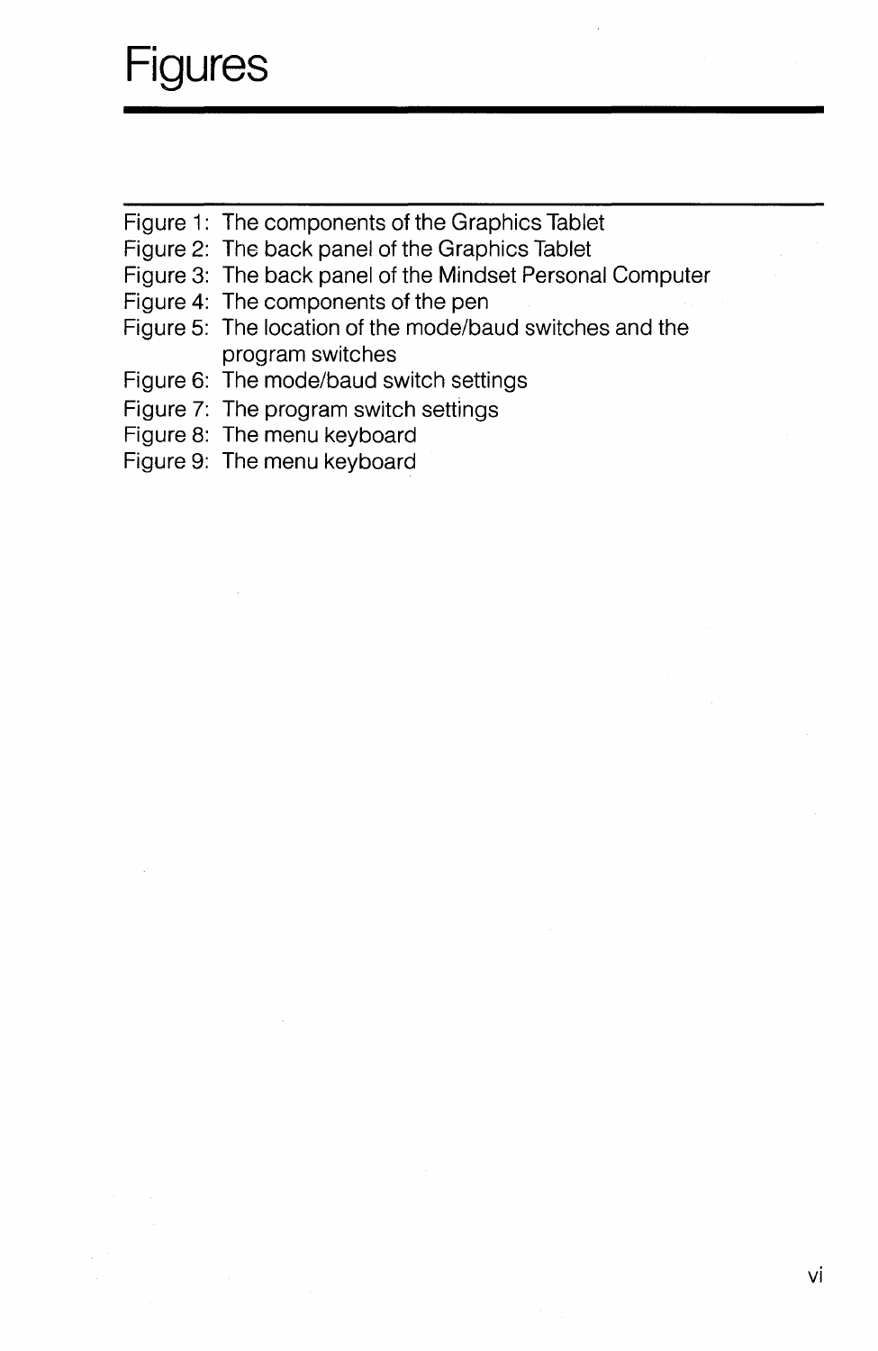# Figures

- Figure 1: The components of the Graphics Tablet
- Figure 2: The back panel of the Graphics Tablet
- Figure 3: The back panel of the Mindset Personal Computer
- Figure 4: The components of the pen
- Figure 5: The location of the mode/baud switches and the program switches
- Figure 6: The mode/baud switch settings
- Figure 7: The program switch settings
- Figure 8: The menu keyboard
- Figure 9: The menu keyboard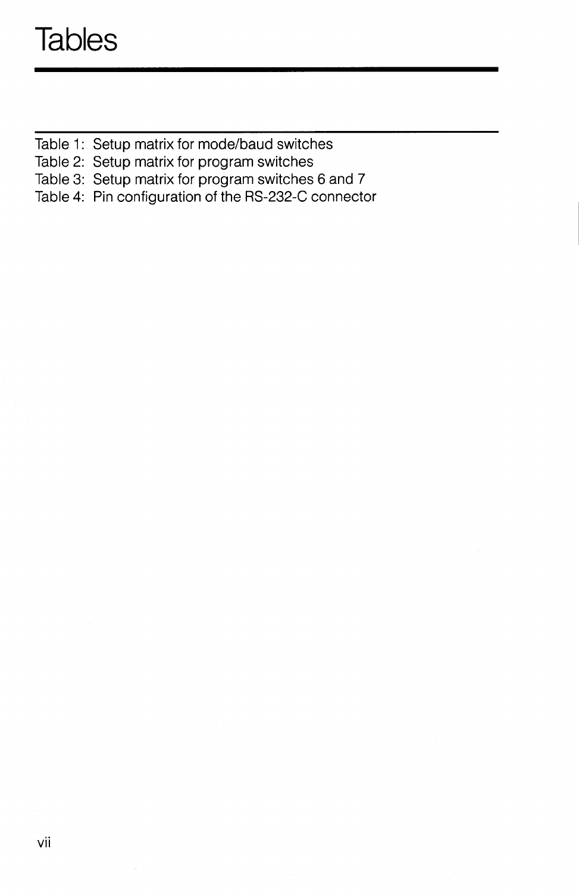# Tables

Table 1: Setup matrix for mode/baud switches
Table 2: Setup matrix for program switches
Table 3: Setup matrix for program switches 6 and 7
Table 4: Pin configuration of the RS-232-C connector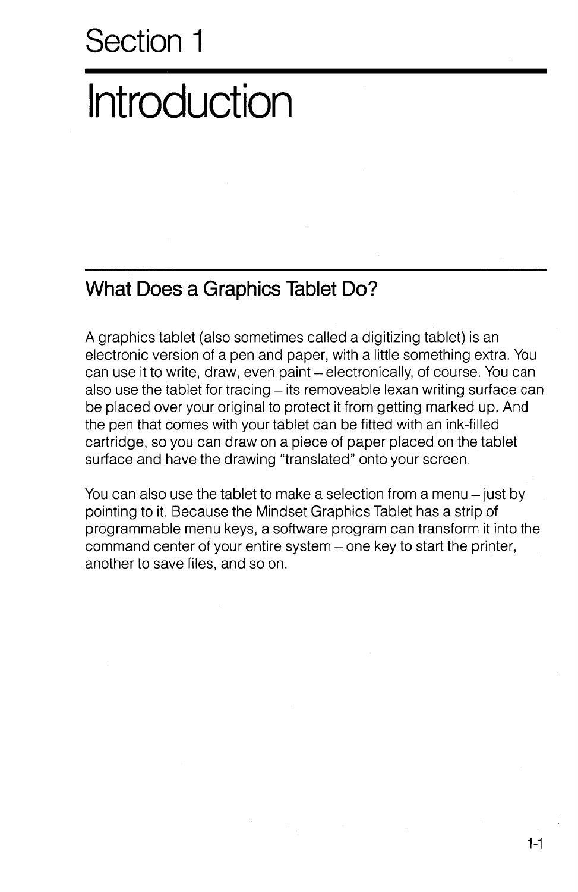# Section 1

# Introduction

## What Does a Graphics Tablet Do?

A graphics tablet (also sometimes called a digitizing tablet) is an electronic version of a pen and paper, with a little something extra. You can use it to write, draw, even paint – electronically, of course. You can also use the tablet for tracing – its removeable lexan writing surface can be placed over your original to protect it from getting marked up. And the pen that comes with your tablet can be fitted with an ink-filled cartridge, so you can draw on a piece of paper placed on the tablet surface and have the drawing "translated" onto your screen.

You can also use the tablet to make a selection from a menu – just by pointing to it. Because the Mindset Graphics Tablet has a strip of programmable menu keys, a software program can transform it into the command center of your entire system – one key to start the printer, another to save files, and so on.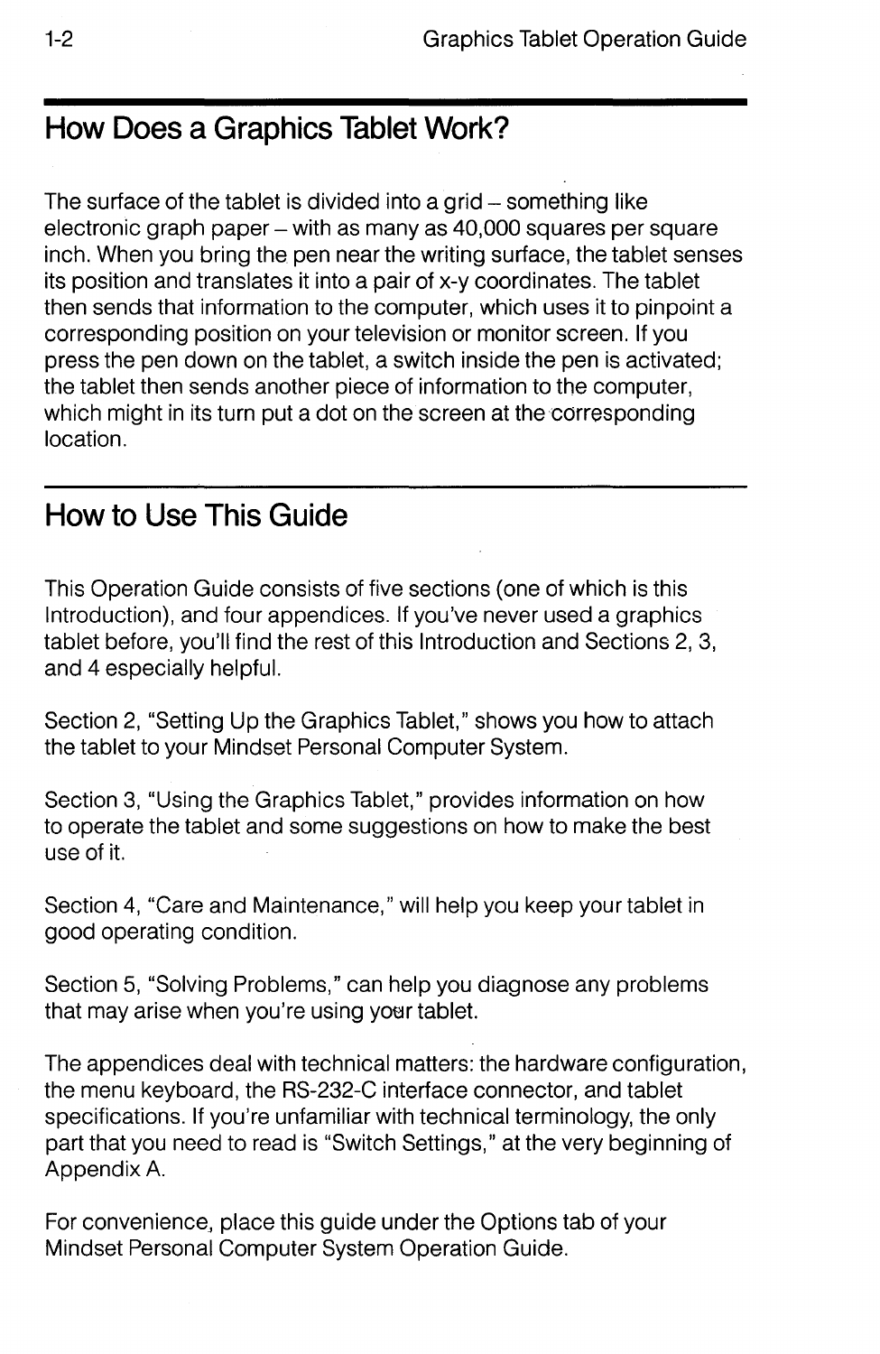## How Does a Graphics Tablet Work?

The surface of the tablet is divided into a grid – something like electronic graph paper – with as many as 40,000 squares per square inch. When you bring the pen near the writing surface, the tablet senses its position and translates it into a pair of x-y coordinates. The tablet then sends that information to the computer, which uses it to pinpoint a corresponding position on your television or monitor screen. If you press the pen down on the tablet, a switch inside the pen is activated; the tablet then sends another piece of information to the computer, which might in its turn put a dot on the screen at the corresponding location.

## How to Use This Guide

This Operation Guide consists of five sections (one of which is this Introduction), and four appendices. If you've never used a graphics tablet before, you'll find the rest of this Introduction and Sections 2, 3, and 4 especially helpful.

Section 2, "Setting Up the Graphics Tablet," shows you how to attach the tablet to your Mindset Personal Computer System.

Section 3, "Using the Graphics Tablet," provides information on how to operate the tablet and some suggestions on how to make the best use of it.

Section 4, "Care and Maintenance," will help you keep your tablet in good operating condition.

Section 5, "Solving Problems," can help you diagnose any problems that may arise when you're using your tablet.

The appendices deal with technical matters: the hardware configuration, the menu keyboard, the RS-232-C interface connector, and tablet specifications. If you're unfamiliar with technical terminology, the only part that you need to read is "Switch Settings," at the very beginning of Appendix A.

For convenience, place this guide under the Options tab of your Mindset Personal Computer System Operation Guide.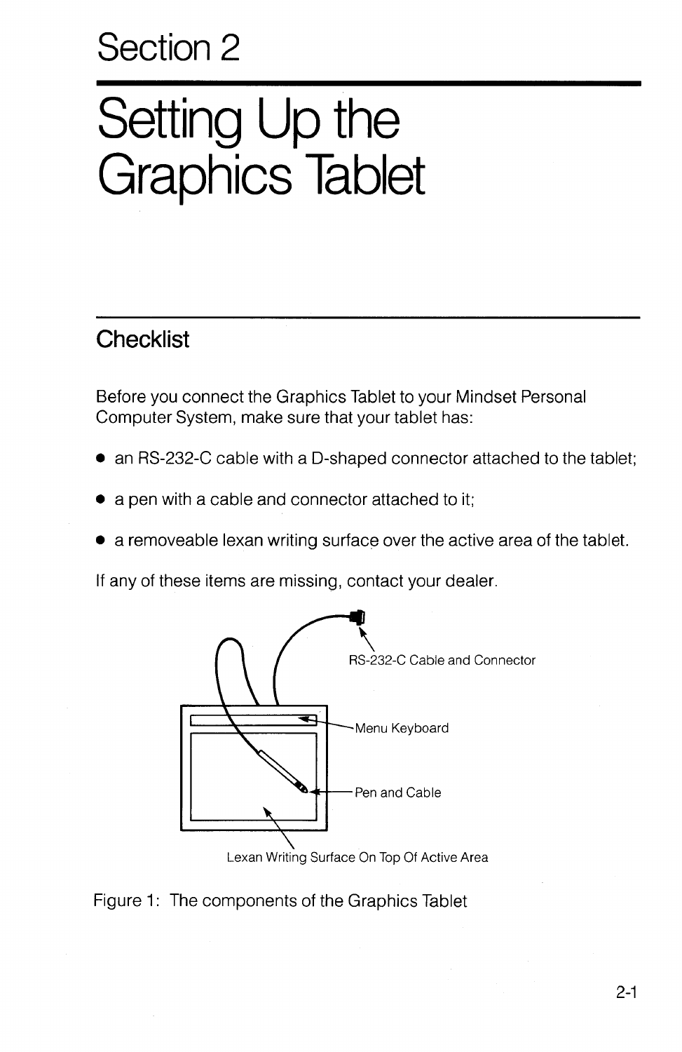# Section 2

# Setting Up the Graphics Tablet

## Checklist

Before you connect the Graphics Tablet to your Mindset Personal Computer System, make sure that your tablet has:

- an RS-232-C cable with a D-shaped connector attached to the tablet;
- a pen with a cable and connector attached to it;
- a removeable lexan writing surface over the active area of the tablet.

If any of these items are missing, contact your dealer.

RS-232-C Cable and Connector

Menu Keyboard

Pen and Cable

Lexan Writing Surface On Top Of Active Area

Figure 1: The components of the Graphics Tablet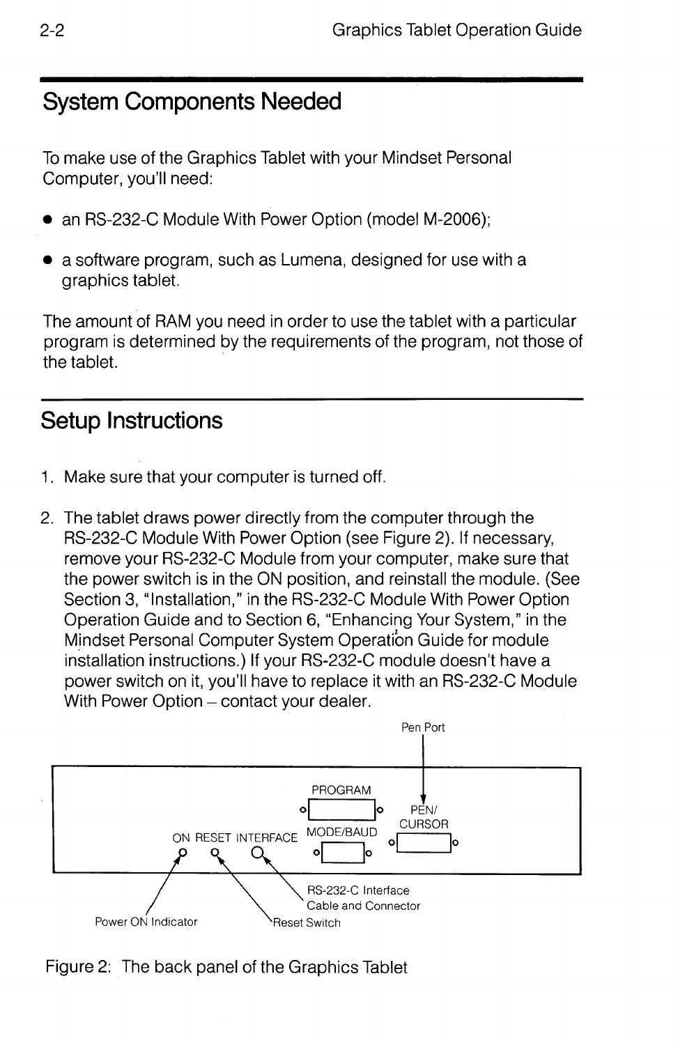## System Components Needed

To make use of the Graphics Tablet with your Mindset Personal Computer, you'll need:

- an RS-232-C Module With Power Option (model M-2006);
- a software program, such as Lumena, designed for use with a graphics tablet.

The amount of RAM you need in order to use the tablet with a particular program is determined by the requirements of the program, not those of the tablet.

## Setup Instructions

1. Make sure that your computer is turned off.

2. The tablet draws power directly from the computer through the RS-232-C Module With Power Option (see Figure 2). If necessary, remove your RS-232-C Module from your computer, make sure that the power switch is in the ON position, and reinstall the module. (See Section 3, "Installation," in the RS-232-C Module With Power Option Operation Guide and to Section 6, "Enhancing Your System," in the Mindset Personal Computer System Operation Guide for module installation instructions.) If your RS-232-C module doesn't have a power switch on it, you'll have to replace it with an RS-232-C Module With Power Option – contact your dealer.

Pen Port

PROGRAM

PEN/
CURSOR

ON RESET INTERFACE MODE/BAUD

RS-232-C Interface
Cable and Connector

Power ON Indicator

Reset Switch

Figure 2: The back panel of the Graphics Tablet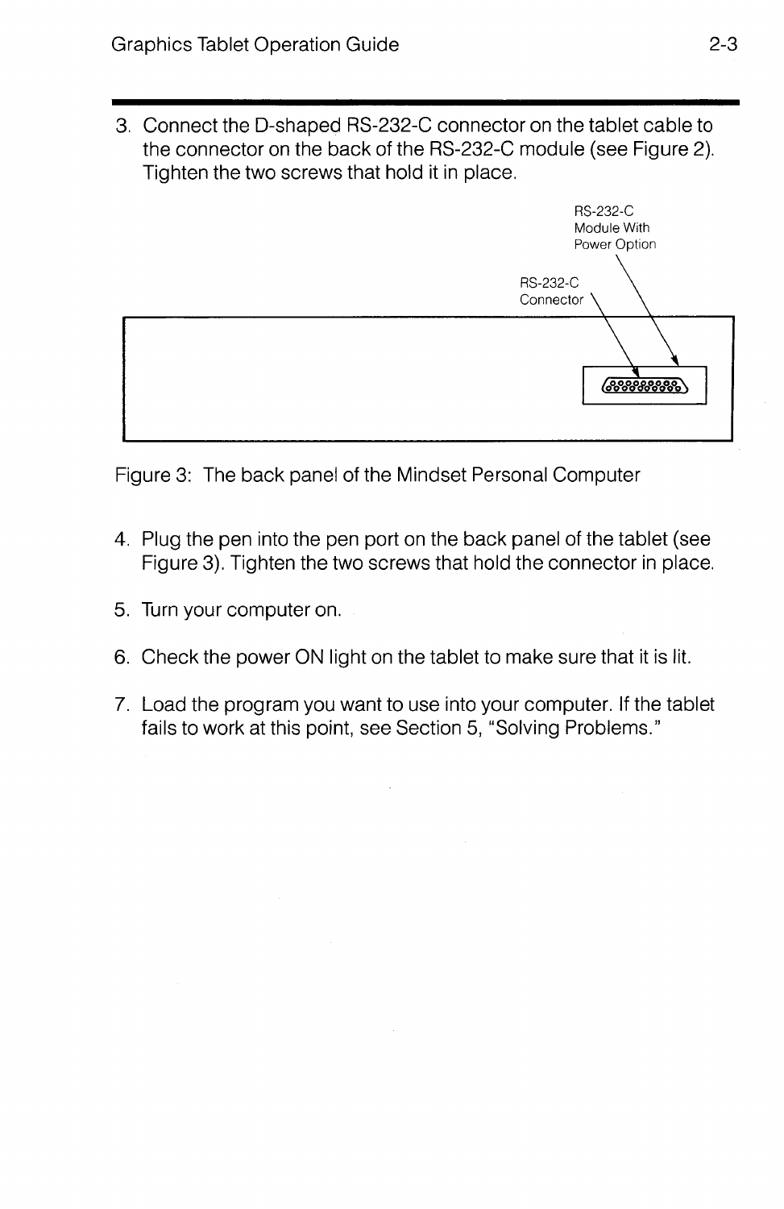3. Connect the D-shaped RS-232-C connector on the tablet cable to the connector on the back of the RS-232-C module (see Figure 2). Tighten the two screws that hold it in place.

RS-232-C
Module With
Power Option

RS-232-C
Connector

Figure 3: The back panel of the Mindset Personal Computer

4. Plug the pen into the pen port on the back panel of the tablet (see Figure 3). Tighten the two screws that hold the connector in place.

5. Turn your computer on.

6. Check the power ON light on the tablet to make sure that it is lit.

7. Load the program you want to use into your computer. If the tablet fails to work at this point, see Section 5, "Solving Problems."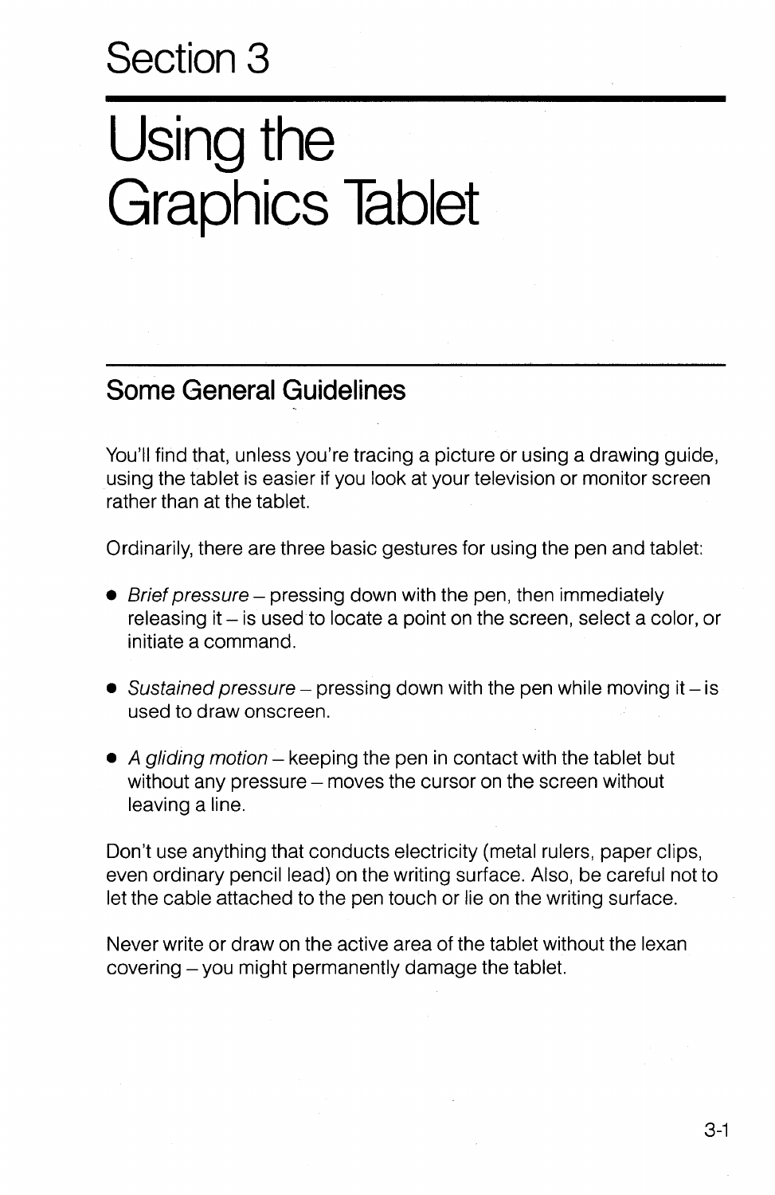# Section 3

# Using the Graphics Tablet

## Some General Guidelines

You'll find that, unless you're tracing a picture or using a drawing guide, using the tablet is easier if you look at your television or monitor screen rather than at the tablet.

Ordinarily, there are three basic gestures for using the pen and tablet:

- *Brief pressure* – pressing down with the pen, then immediately releasing it – is used to locate a point on the screen, select a color, or initiate a command.
- *Sustained pressure* – pressing down with the pen while moving it – is used to draw onscreen.
- *A gliding motion* – keeping the pen in contact with the tablet but without any pressure – moves the cursor on the screen without leaving a line.

Don't use anything that conducts electricity (metal rulers, paper clips, even ordinary pencil lead) on the writing surface. Also, be careful not to let the cable attached to the pen touch or lie on the writing surface.

Never write or draw on the active area of the tablet without the lexan covering – you might permanently damage the tablet.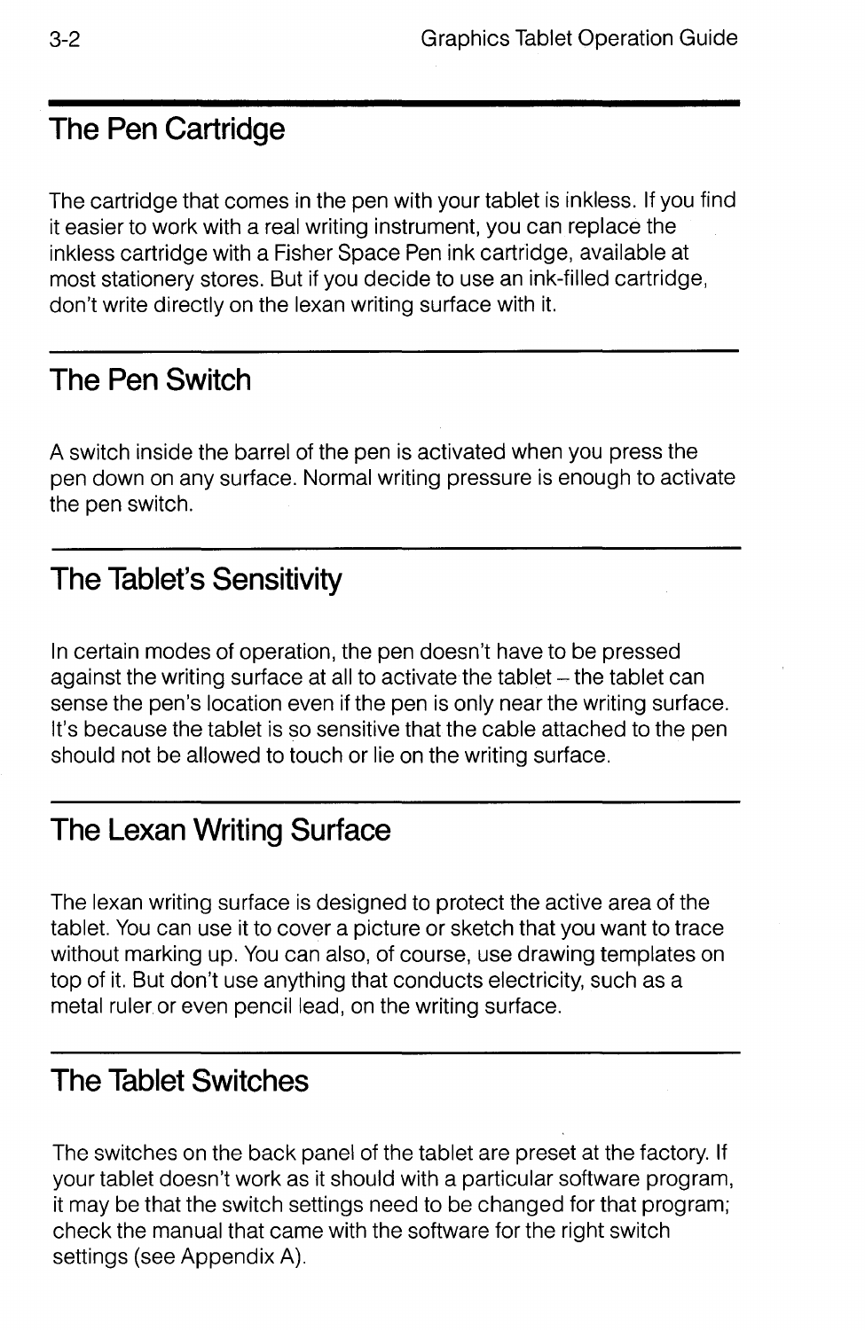## The Pen Cartridge

The cartridge that comes in the pen with your tablet is inkless. If you find it easier to work with a real writing instrument, you can replace the inkless cartridge with a Fisher Space Pen ink cartridge, available at most stationery stores. But if you decide to use an ink-filled cartridge, don't write directly on the lexan writing surface with it.

## The Pen Switch

A switch inside the barrel of the pen is activated when you press the pen down on any surface. Normal writing pressure is enough to activate the pen switch.

## The Tablet's Sensitivity

In certain modes of operation, the pen doesn't have to be pressed against the writing surface at all to activate the tablet – the tablet can sense the pen's location even if the pen is only near the writing surface. It's because the tablet is so sensitive that the cable attached to the pen should not be allowed to touch or lie on the writing surface.

## The Lexan Writing Surface

The lexan writing surface is designed to protect the active area of the tablet. You can use it to cover a picture or sketch that you want to trace without marking up. You can also, of course, use drawing templates on top of it. But don't use anything that conducts electricity, such as a metal ruler or even pencil lead, on the writing surface.

## The Tablet Switches

The switches on the back panel of the tablet are preset at the factory. If your tablet doesn't work as it should with a particular software program, it may be that the switch settings need to be changed for that program; check the manual that came with the software for the right switch settings (see Appendix A).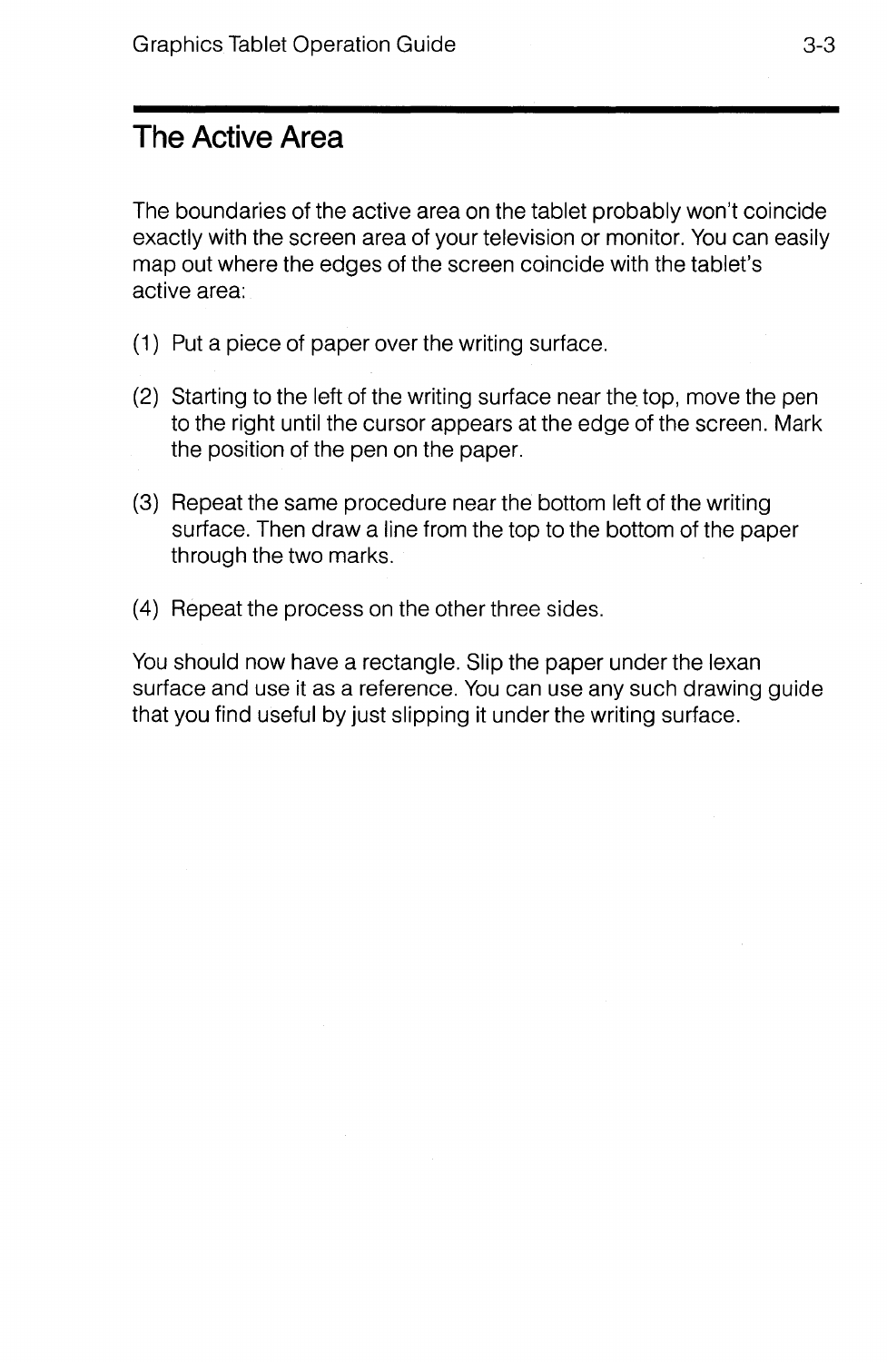## The Active Area

The boundaries of the active area on the tablet probably won't coincide exactly with the screen area of your television or monitor. You can easily map out where the edges of the screen coincide with the tablet's active area:

(1) Put a piece of paper over the writing surface.

(2) Starting to the left of the writing surface near the top, move the pen to the right until the cursor appears at the edge of the screen. Mark the position of the pen on the paper.

(3) Repeat the same procedure near the bottom left of the writing surface. Then draw a line from the top to the bottom of the paper through the two marks.

(4) Repeat the process on the other three sides.

You should now have a rectangle. Slip the paper under the lexan surface and use it as a reference. You can use any such drawing guide that you find useful by just slipping it under the writing surface.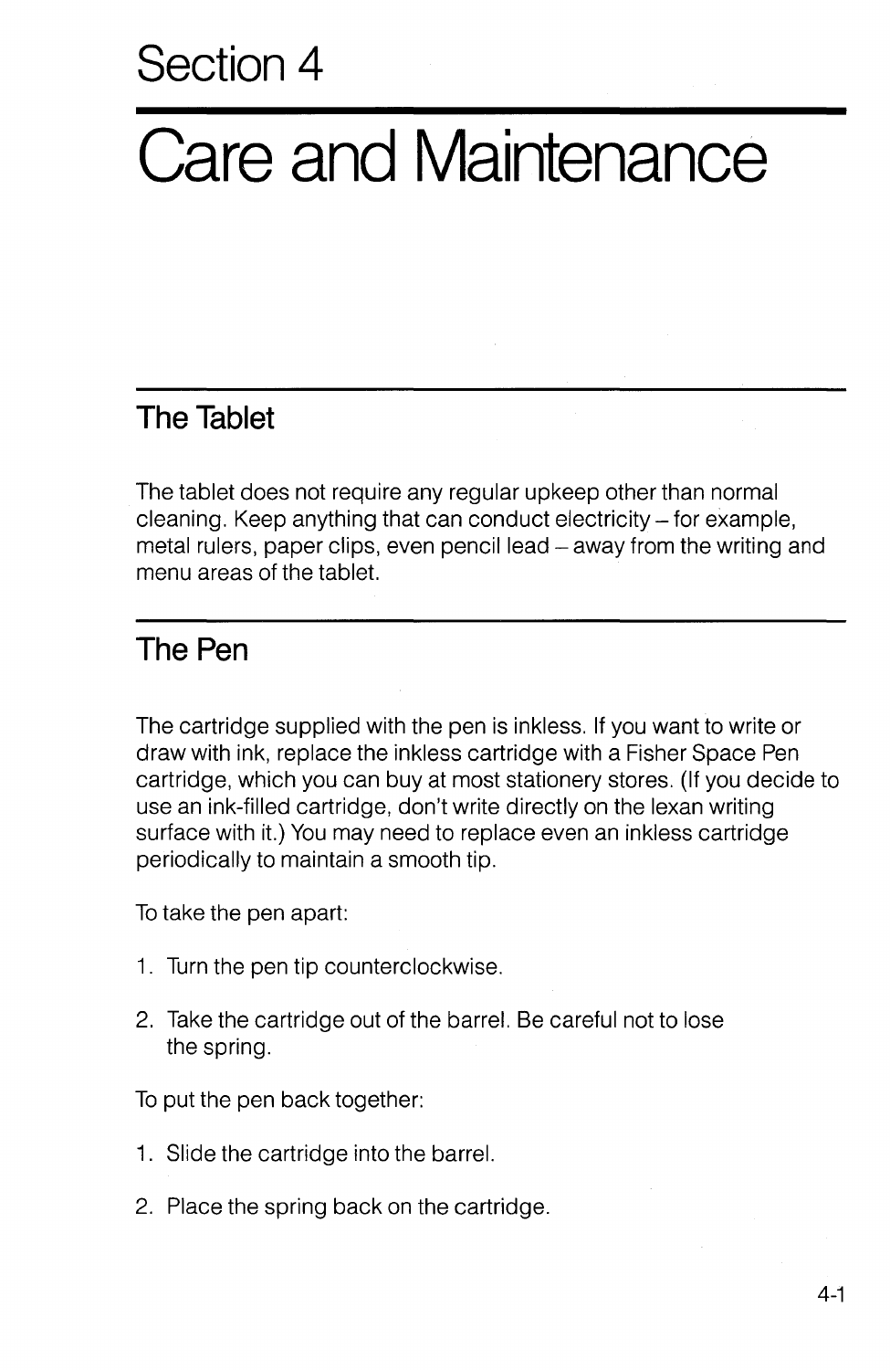# Section 4

# Care and Maintenance

## The Tablet

The tablet does not require any regular upkeep other than normal cleaning. Keep anything that can conduct electricity – for example, metal rulers, paper clips, even pencil lead – away from the writing and menu areas of the tablet.

## The Pen

The cartridge supplied with the pen is inkless. If you want to write or draw with ink, replace the inkless cartridge with a Fisher Space Pen cartridge, which you can buy at most stationery stores. (If you decide to use an ink-filled cartridge, don't write directly on the lexan writing surface with it.) You may need to replace even an inkless cartridge periodically to maintain a smooth tip.

To take the pen apart:

1. Turn the pen tip counterclockwise.
2. Take the cartridge out of the barrel. Be careful not to lose the spring.

To put the pen back together:

1. Slide the cartridge into the barrel.
2. Place the spring back on the cartridge.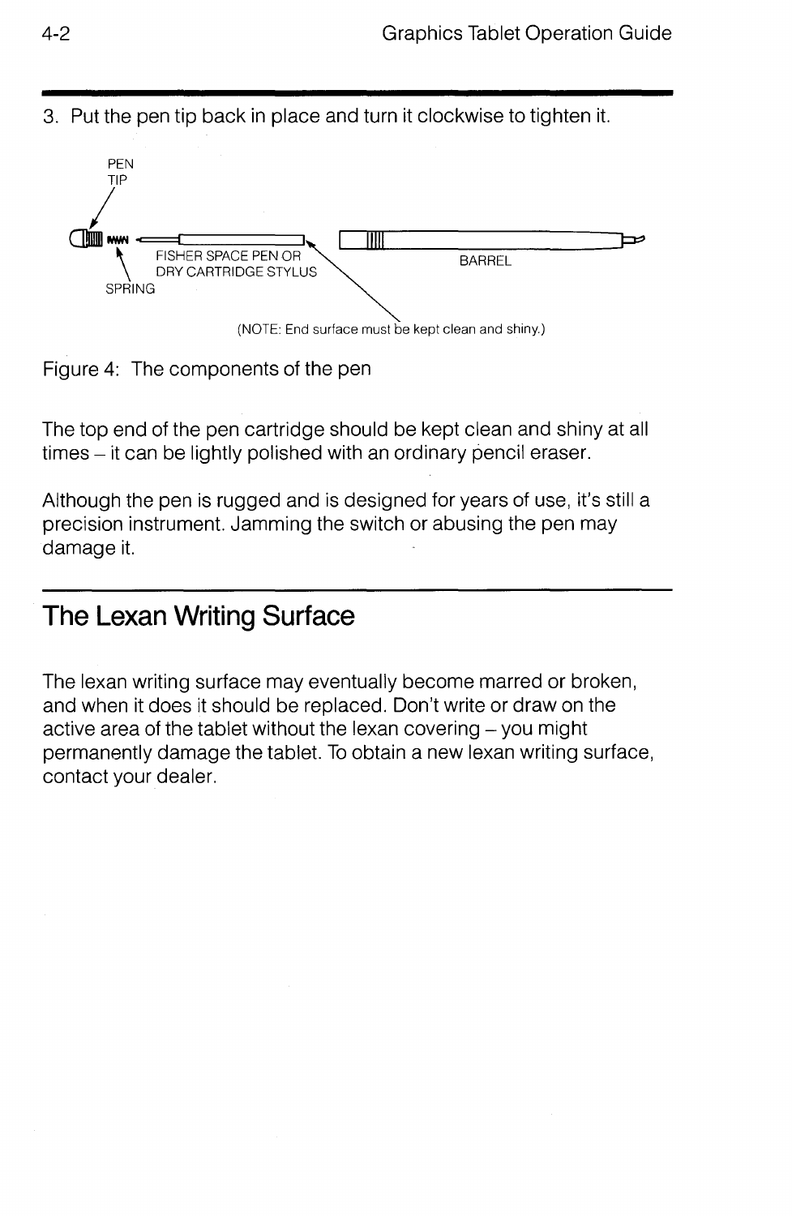3. Put the pen tip back in place and turn it clockwise to tighten it.

PEN
TIP

SPRING

FISHER SPACE PEN OR
DRY CARTRIDGE STYLUS

BARREL

(NOTE: End surface must be kept clean and shiny.)

Figure 4: The components of the pen

The top end of the pen cartridge should be kept clean and shiny at all times – it can be lightly polished with an ordinary pencil eraser.

Although the pen is rugged and is designed for years of use, it's still a precision instrument. Jamming the switch or abusing the pen may damage it.

## The Lexan Writing Surface

The lexan writing surface may eventually become marred or broken, and when it does it should be replaced. Don't write or draw on the active area of the tablet without the lexan covering – you might permanently damage the tablet. To obtain a new lexan writing surface, contact your dealer.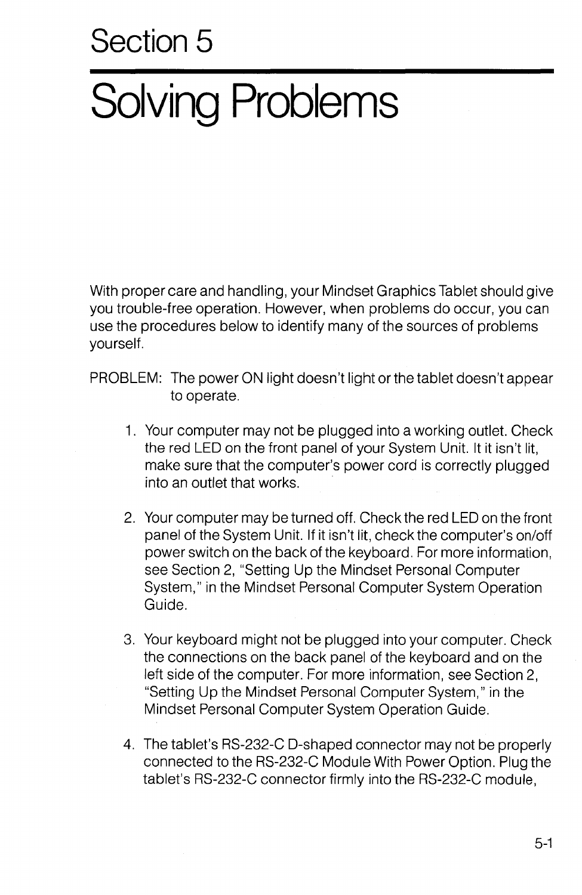# Section 5

# Solving Problems

With proper care and handling, your Mindset Graphics Tablet should give you trouble-free operation. However, when problems do occur, you can use the procedures below to identify many of the sources of problems yourself.

PROBLEM: The power ON light doesn't light or the tablet doesn't appear to operate.

1. Your computer may not be plugged into a working outlet. Check the red LED on the front panel of your System Unit. It it isn't lit, make sure that the computer's power cord is correctly plugged into an outlet that works.

2. Your computer may be turned off. Check the red LED on the front panel of the System Unit. If it isn't lit, check the computer's on/off power switch on the back of the keyboard. For more information, see Section 2, "Setting Up the Mindset Personal Computer System," in the Mindset Personal Computer System Operation Guide.

3. Your keyboard might not be plugged into your computer. Check the connections on the back panel of the keyboard and on the left side of the computer. For more information, see Section 2, "Setting Up the Mindset Personal Computer System," in the Mindset Personal Computer System Operation Guide.

4. The tablet's RS-232-C D-shaped connector may not be properly connected to the RS-232-C Module With Power Option. Plug the tablet's RS-232-C connector firmly into the RS-232-C module,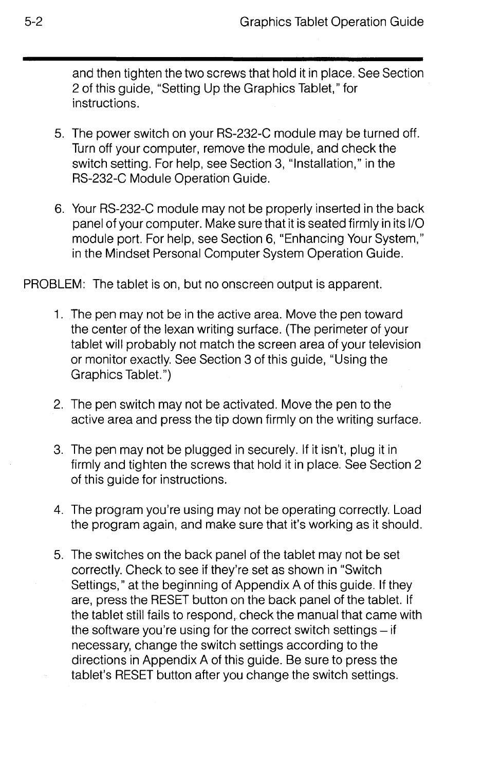and then tighten the two screws that hold it in place. See Section 2 of this guide, "Setting Up the Graphics Tablet," for instructions.

5. The power switch on your RS-232-C module may be turned off. Turn off your computer, remove the module, and check the switch setting. For help, see Section 3, "Installation," in the RS-232-C Module Operation Guide.

6. Your RS-232-C module may not be properly inserted in the back panel of your computer. Make sure that it is seated firmly in its I/O module port. For help, see Section 6, "Enhancing Your System," in the Mindset Personal Computer System Operation Guide.

PROBLEM: The tablet is on, but no onscreen output is apparent.

1. The pen may not be in the active area. Move the pen toward the center of the lexan writing surface. (The perimeter of your tablet will probably not match the screen area of your television or monitor exactly. See Section 3 of this guide, "Using the Graphics Tablet.")

2. The pen switch may not be activated. Move the pen to the active area and press the tip down firmly on the writing surface.

3. The pen may not be plugged in securely. If it isn't, plug it in firmly and tighten the screws that hold it in place. See Section 2 of this guide for instructions.

4. The program you're using may not be operating correctly. Load the program again, and make sure that it's working as it should.

5. The switches on the back panel of the tablet may not be set correctly. Check to see if they're set as shown in "Switch Settings," at the beginning of Appendix A of this guide. If they are, press the RESET button on the back panel of the tablet. If the tablet still fails to respond, check the manual that came with the software you're using for the correct switch settings – if necessary, change the switch settings according to the directions in Appendix A of this guide. Be sure to press the tablet's RESET button after you change the switch settings.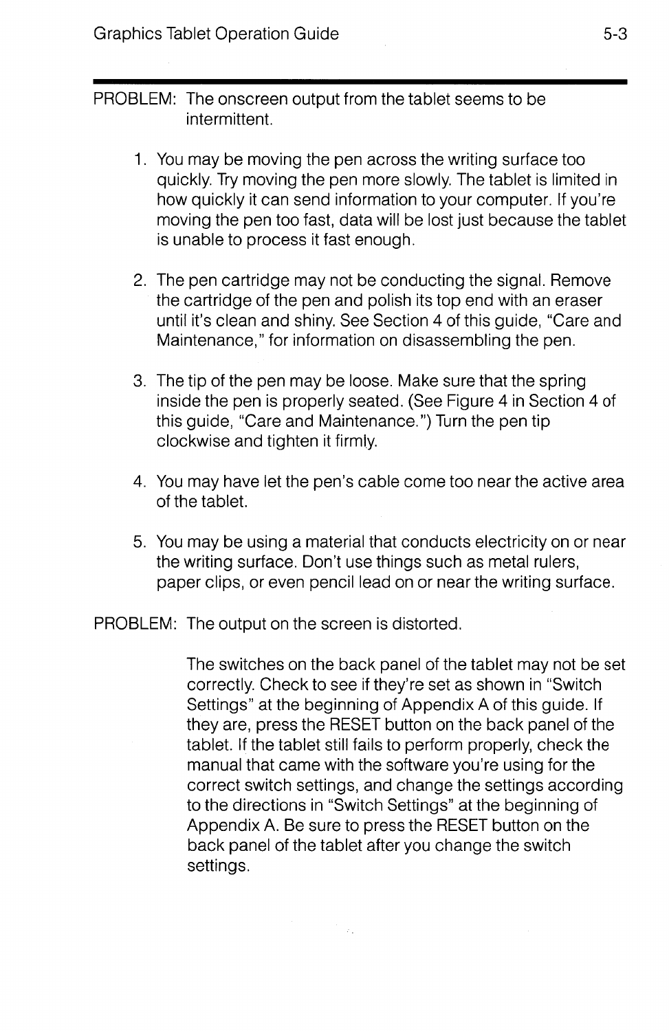PROBLEM: The onscreen output from the tablet seems to be intermittent.

1. You may be moving the pen across the writing surface too quickly. Try moving the pen more slowly. The tablet is limited in how quickly it can send information to your computer. If you're moving the pen too fast, data will be lost just because the tablet is unable to process it fast enough.

2. The pen cartridge may not be conducting the signal. Remove the cartridge of the pen and polish its top end with an eraser until it's clean and shiny. See Section 4 of this guide, "Care and Maintenance," for information on disassembling the pen.

3. The tip of the pen may be loose. Make sure that the spring inside the pen is properly seated. (See Figure 4 in Section 4 of this guide, "Care and Maintenance.") Turn the pen tip clockwise and tighten it firmly.

4. You may have let the pen's cable come too near the active area of the tablet.

5. You may be using a material that conducts electricity on or near the writing surface. Don't use things such as metal rulers, paper clips, or even pencil lead on or near the writing surface.

PROBLEM: The output on the screen is distorted.

The switches on the back panel of the tablet may not be set correctly. Check to see if they're set as shown in "Switch Settings" at the beginning of Appendix A of this guide. If they are, press the RESET button on the back panel of the tablet. If the tablet still fails to perform properly, check the manual that came with the software you're using for the correct switch settings, and change the settings according to the directions in "Switch Settings" at the beginning of Appendix A. Be sure to press the RESET button on the back panel of the tablet after you change the switch settings.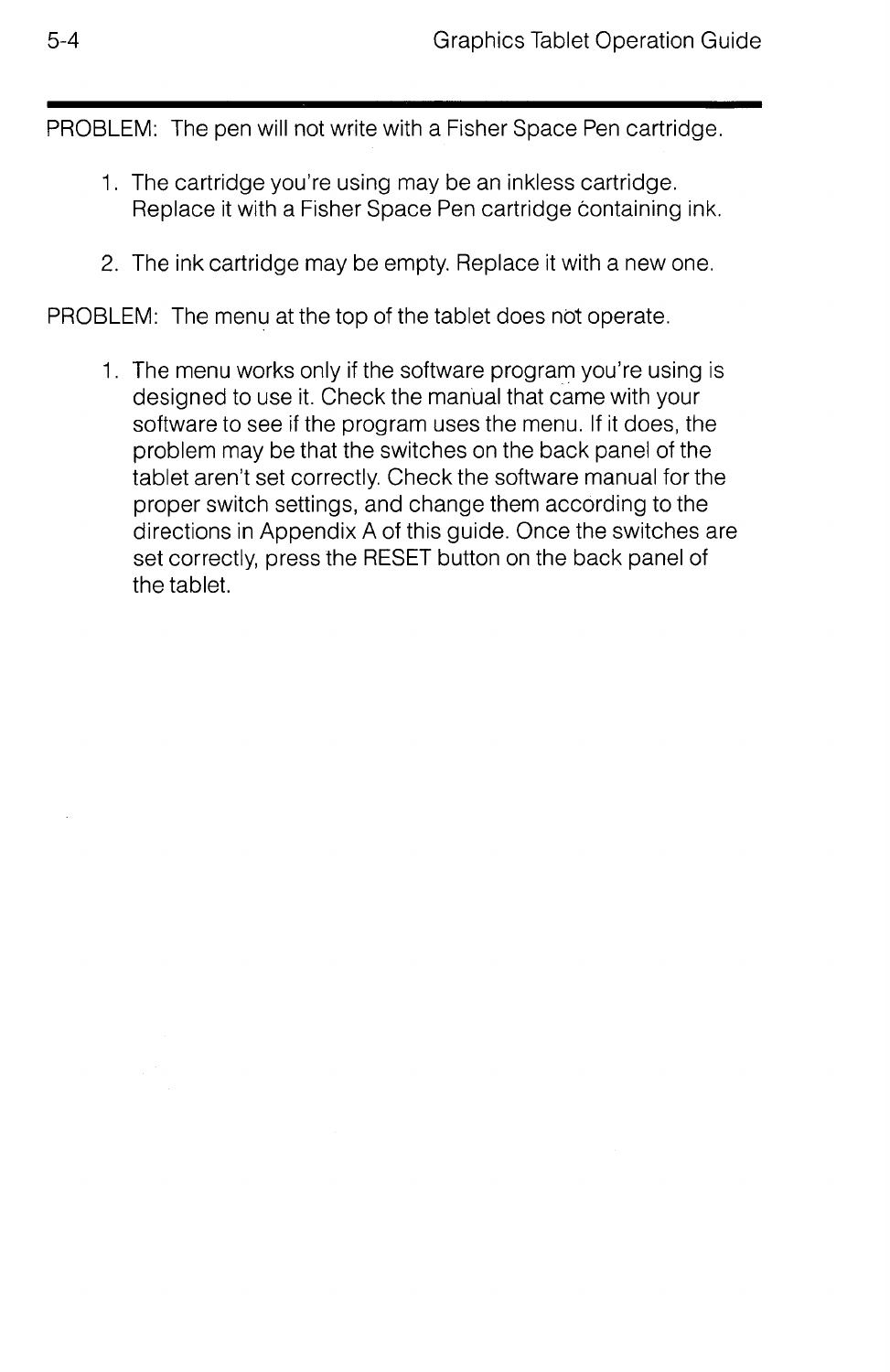PROBLEM: The pen will not write with a Fisher Space Pen cartridge.

1. The cartridge you're using may be an inkless cartridge. Replace it with a Fisher Space Pen cartridge containing ink.

2. The ink cartridge may be empty. Replace it with a new one.

PROBLEM: The menu at the top of the tablet does not operate.

1. The menu works only if the software program you're using is designed to use it. Check the manual that came with your software to see if the program uses the menu. If it does, the problem may be that the switches on the back panel of the tablet aren't set correctly. Check the software manual for the proper switch settings, and change them according to the directions in Appendix A of this guide. Once the switches are set correctly, press the RESET button on the back panel of the tablet.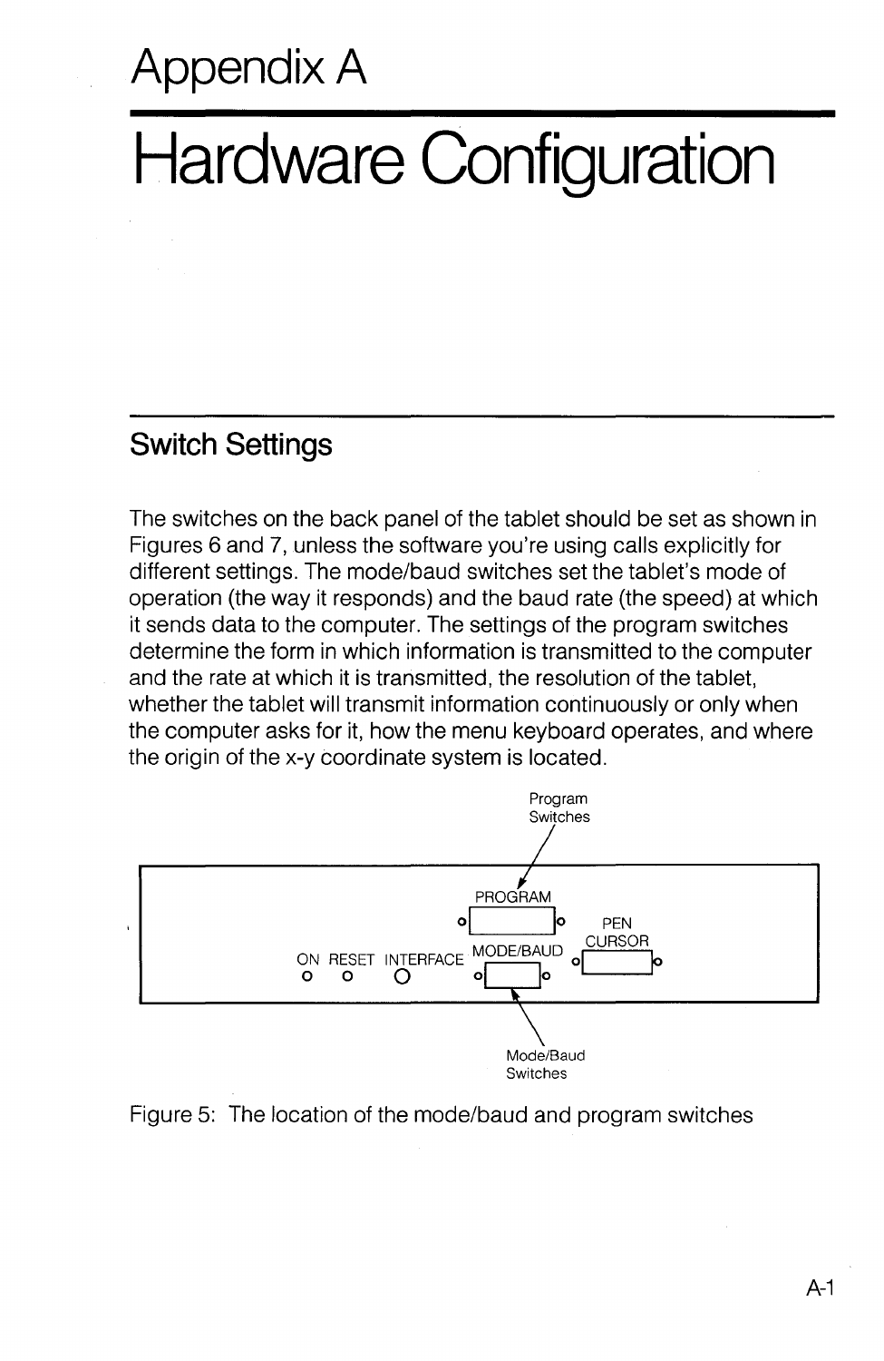# Appendix A

# Hardware Configuration

## Switch Settings

The switches on the back panel of the tablet should be set as shown in Figures 6 and 7, unless the software you're using calls explicitly for different settings. The mode/baud switches set the tablet's mode of operation (the way it responds) and the baud rate (the speed) at which it sends data to the computer. The settings of the program switches determine the form in which information is transmitted to the computer and the rate at which it is transmitted, the resolution of the tablet, whether the tablet will transmit information continuously or only when the computer asks for it, how the menu keyboard operates, and where the origin of the x-y coordinate system is located.

Program Switches

PROGRAM

PEN CURSOR

ON RESET INTERFACE MODE/BAUD

Mode/Baud Switches

Figure 5: The location of the mode/baud and program switches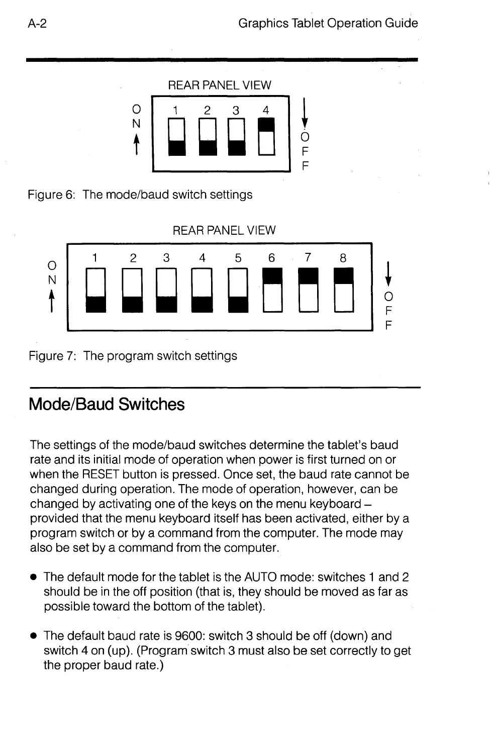REAR PANEL VIEW

ON ↑ 1 2 3 4 ↓ OFF

Figure 6: The mode/baud switch settings

REAR PANEL VIEW

ON ↑ 1 2 3 4 5 6 7 8 ↓ OFF

Figure 7: The program switch settings

## Mode/Baud Switches

The settings of the mode/baud switches determine the tablet's baud rate and its initial mode of operation when power is first turned on or when the RESET button is pressed. Once set, the baud rate cannot be changed during operation. The mode of operation, however, can be changed by activating one of the keys on the menu keyboard – provided that the menu keyboard itself has been activated, either by a program switch or by a command from the computer. The mode may also be set by a command from the computer.

- The default mode for the tablet is the AUTO mode: switches 1 and 2 should be in the off position (that is, they should be moved as far as possible toward the bottom of the tablet).
- The default baud rate is 9600: switch 3 should be off (down) and switch 4 on (up). (Program switch 3 must also be set correctly to get the proper baud rate.)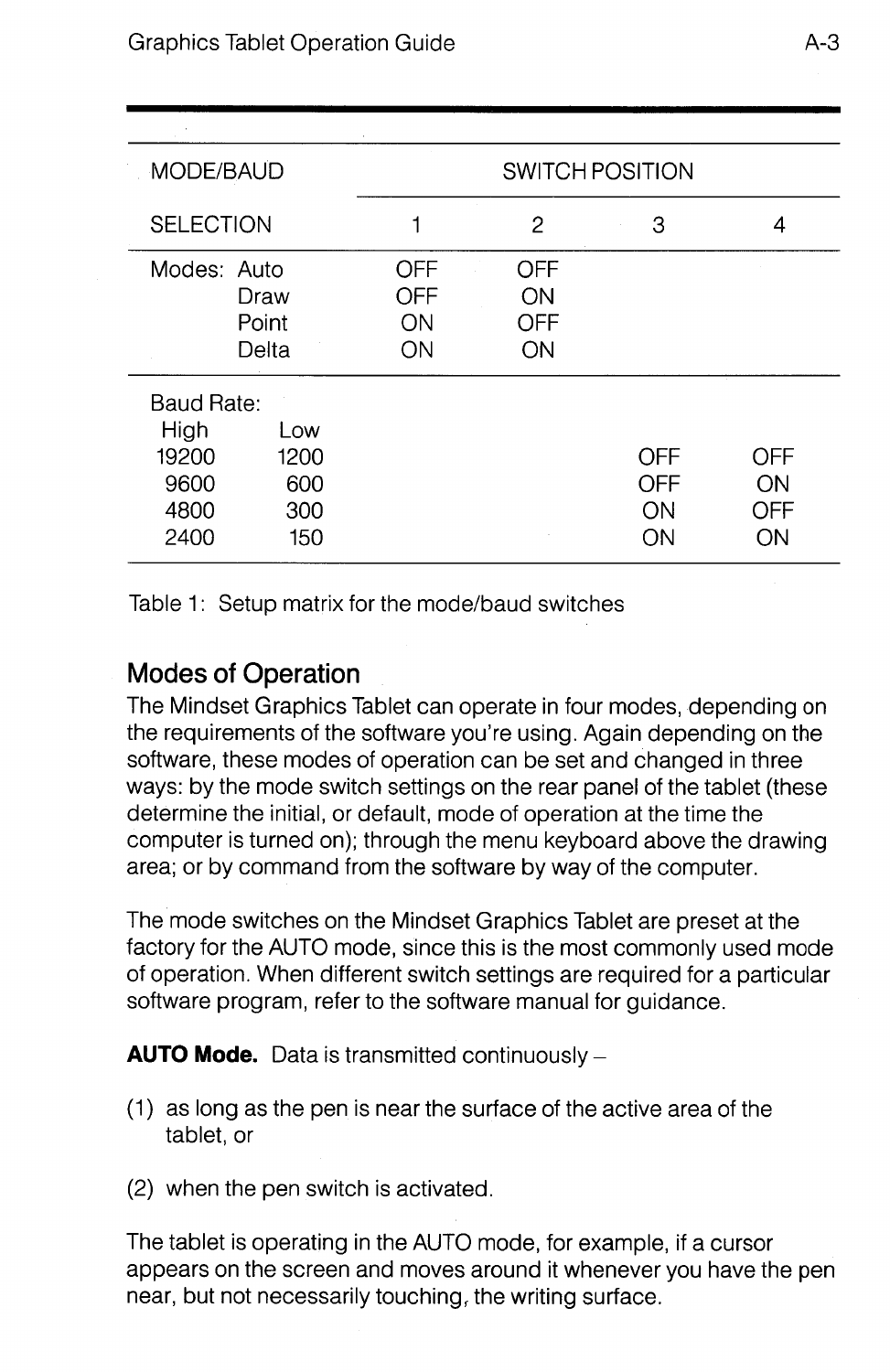| MODE/BAUD | SWITCH POSITION | | | | |
|---|---|---|---|---|---|
| SELECTION | | 1 | 2 | 3 | 4 |
| Modes: | Auto | OFF | OFF | | |
| | Draw | OFF | ON | | |
| | Point | ON | OFF | | |
| | Delta | ON | ON | | |
| Baud Rate: | | | | | |
| High | Low | | | | |
| 19200 | 1200 | | | OFF | OFF |
| 9600 | 600 | | | OFF | ON |
| 4800 | 300 | | | ON | OFF |
| 2400 | 150 | | | ON | ON |

Table 1: Setup matrix for the mode/baud switches

## Modes of Operation

The Mindset Graphics Tablet can operate in four modes, depending on the requirements of the software you're using. Again depending on the software, these modes of operation can be set and changed in three ways: by the mode switch settings on the rear panel of the tablet (these determine the initial, or default, mode of operation at the time the computer is turned on); through the menu keyboard above the drawing area; or by command from the software by way of the computer.

The mode switches on the Mindset Graphics Tablet are preset at the factory for the AUTO mode, since this is the most commonly used mode of operation. When different switch settings are required for a particular software program, refer to the software manual for guidance.

**AUTO Mode.** Data is transmitted continuously –

(1) as long as the pen is near the surface of the active area of the tablet, or

(2) when the pen switch is activated.

The tablet is operating in the AUTO mode, for example, if a cursor appears on the screen and moves around it whenever you have the pen near, but not necessarily touching, the writing surface.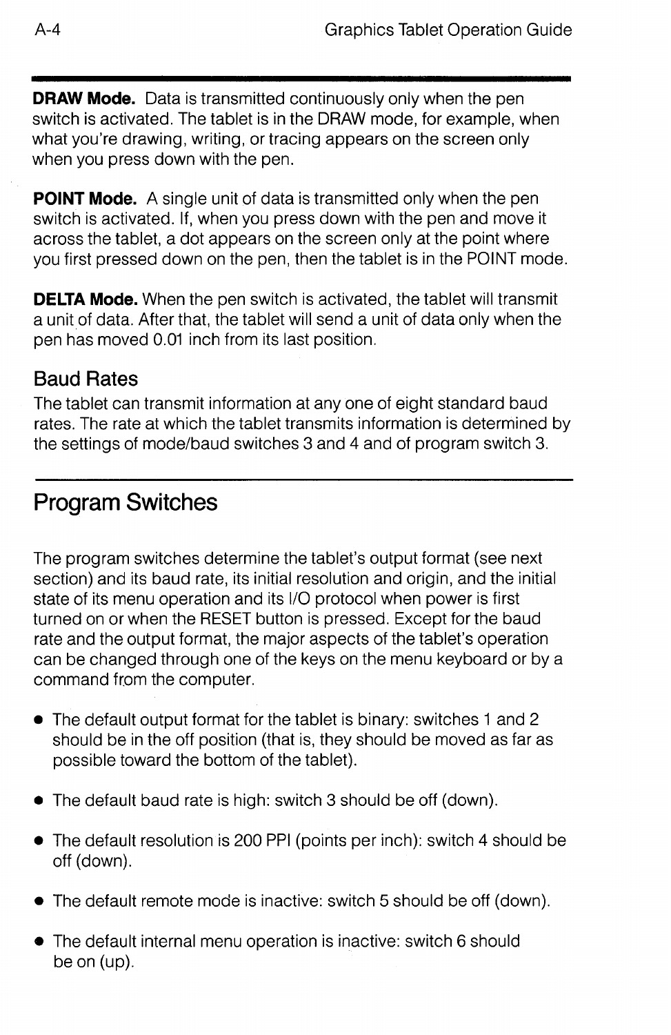**DRAW Mode.** Data is transmitted continuously only when the pen switch is activated. The tablet is in the DRAW mode, for example, when what you're drawing, writing, or tracing appears on the screen only when you press down with the pen.

**POINT Mode.** A single unit of data is transmitted only when the pen switch is activated. If, when you press down with the pen and move it across the tablet, a dot appears on the screen only at the point where you first pressed down on the pen, then the tablet is in the POINT mode.

**DELTA Mode.** When the pen switch is activated, the tablet will transmit a unit of data. After that, the tablet will send a unit of data only when the pen has moved 0.01 inch from its last position.

### Baud Rates

The tablet can transmit information at any one of eight standard baud rates. The rate at which the tablet transmits information is determined by the settings of mode/baud switches 3 and 4 and of program switch 3.

## Program Switches

The program switches determine the tablet's output format (see next section) and its baud rate, its initial resolution and origin, and the initial state of its menu operation and its I/O protocol when power is first turned on or when the RESET button is pressed. Except for the baud rate and the output format, the major aspects of the tablet's operation can be changed through one of the keys on the menu keyboard or by a command from the computer.

- The default output format for the tablet is binary: switches 1 and 2 should be in the off position (that is, they should be moved as far as possible toward the bottom of the tablet).
- The default baud rate is high: switch 3 should be off (down).
- The default resolution is 200 PPI (points per inch): switch 4 should be off (down).
- The default remote mode is inactive: switch 5 should be off (down).
- The default internal menu operation is inactive: switch 6 should be on (up).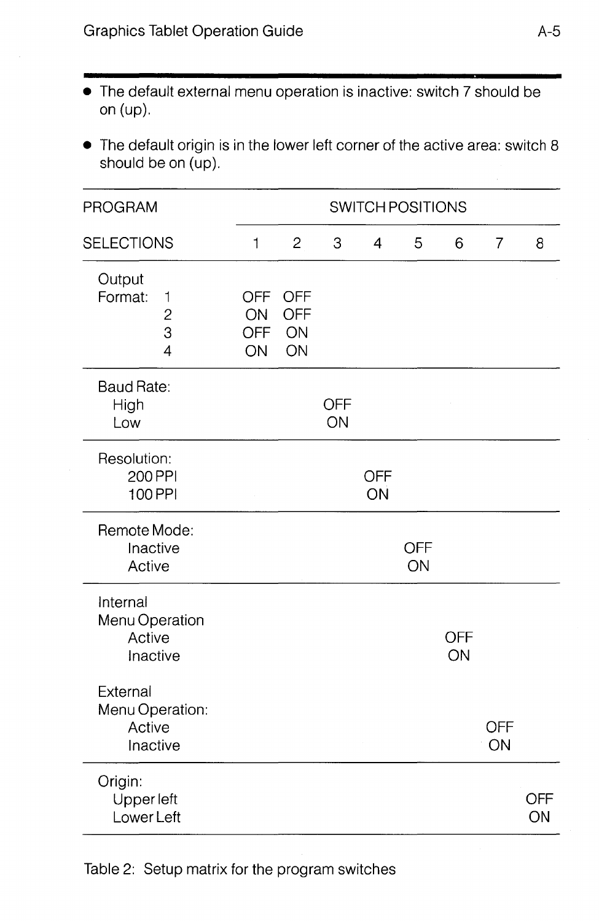- The default external menu operation is inactive: switch 7 should be on (up).
- The default origin is in the lower left corner of the active area: switch 8 should be on (up).

| PROGRAM SELECTIONS | SWITCH POSITIONS 1 | 2 | 3 | 4 | 5 | 6 | 7 | 8 |
|---|---|---|---|---|---|---|---|---|
| Output Format: 1 | OFF | OFF | | | | | | |
| 2 | ON | OFF | | | | | | |
| 3 | OFF | ON | | | | | | |
| 4 | ON | ON | | | | | | |
| Baud Rate: | | | | | | | | |
| High | | | OFF | | | | | |
| Low | | | ON | | | | | |
| Resolution: | | | | | | | | |
| 200 PPI | | | | OFF | | | | |
| 100 PPI | | | | ON | | | | |
| Remote Mode: | | | | | | | | |
| Inactive | | | | | OFF | | | |
| Active | | | | | ON | | | |
| Internal Menu Operation | | | | | | | | |
| Active | | | | | | OFF | | |
| Inactive | | | | | | ON | | |
| External Menu Operation: | | | | | | | | |
| Active | | | | | | | OFF | |
| Inactive | | | | | | | ON | |
| Origin: | | | | | | | | |
| Upper left | | | | | | | | OFF |
| Lower Left | | | | | | | | ON |

Table 2: Setup matrix for the program switches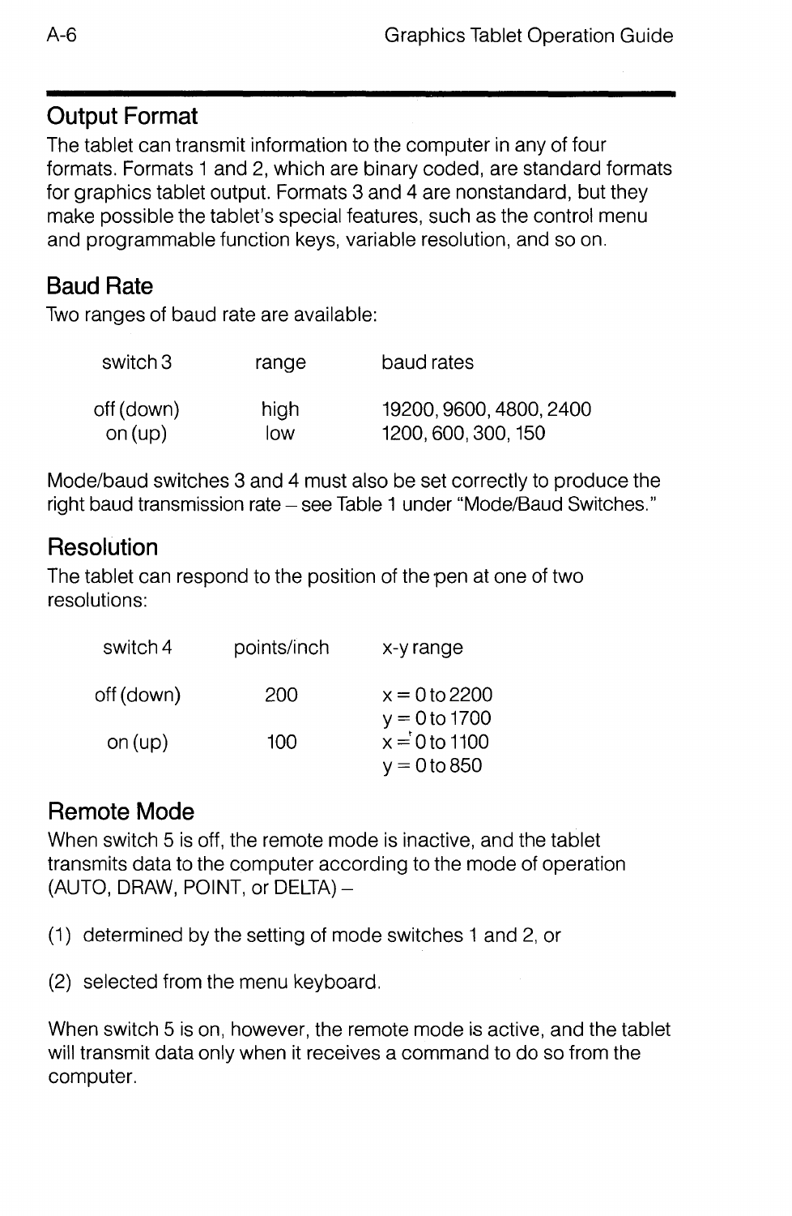## Output Format

The tablet can transmit information to the computer in any of four formats. Formats 1 and 2, which are binary coded, are standard formats for graphics tablet output. Formats 3 and 4 are nonstandard, but they make possible the tablet's special features, such as the control menu and programmable function keys, variable resolution, and so on.

### Baud Rate

Two ranges of baud rate are available:

| switch 3 | range | baud rates |
|---|---|---|
| off (down) | high | 19200, 9600, 4800, 2400 |
| on (up) | low | 1200, 600, 300, 150 |

Mode/baud switches 3 and 4 must also be set correctly to produce the right baud transmission rate – see Table 1 under "Mode/Baud Switches."

### Resolution

The tablet can respond to the position of the pen at one of two resolutions:

| switch 4 | points/inch | x-y range |
|---|---|---|
| off (down) | 200 | x = 0 to 2200<br>y = 0 to 1700 |
| on (up) | 100 | x = 0 to 1100<br>y = 0 to 850 |

### Remote Mode

When switch 5 is off, the remote mode is inactive, and the tablet transmits data to the computer according to the mode of operation (AUTO, DRAW, POINT, or DELTA) –

(1) determined by the setting of mode switches 1 and 2, or

(2) selected from the menu keyboard.

When switch 5 is on, however, the remote mode is active, and the tablet will transmit data only when it receives a command to do so from the computer.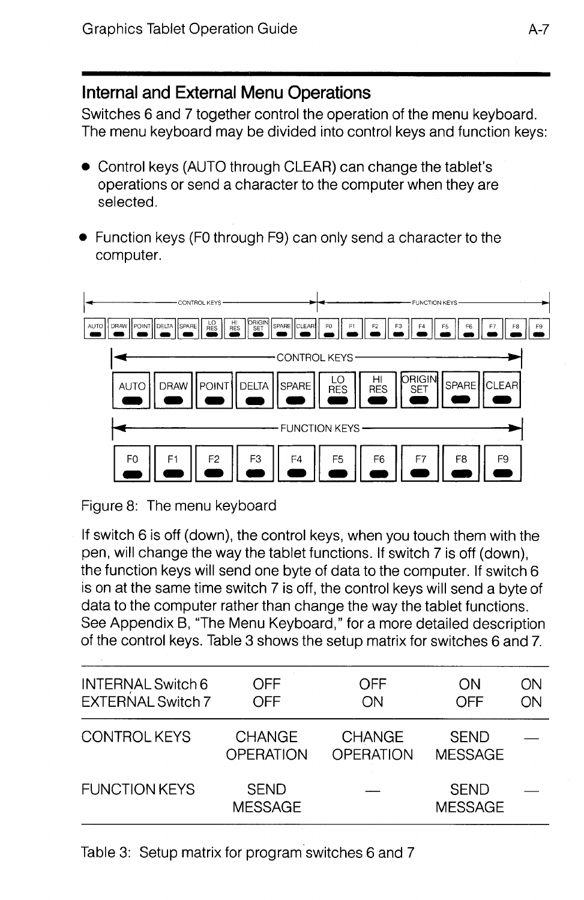## Internal and External Menu Operations

Switches 6 and 7 together control the operation of the menu keyboard. The menu keyboard may be divided into control keys and function keys:

- Control keys (AUTO through CLEAR) can change the tablet's operations or send a character to the computer when they are selected.
- Function keys (F0 through F9) can only send a character to the computer.

CONTROL KEYS
FUNCTION KEYS
AUTO DRAW POINT DELTA SPARE LO RES HI RES ORIGIN SET SPARE CLEAR F0 F1 F2 F3 F4 F5 F6 F7 F8 F9

CONTROL KEYS
AUTO DRAW POINT DELTA SPARE LO RES HI RES ORIGIN SET SPARE CLEAR

FUNCTION KEYS
F0 F1 F2 F3 F4 F5 F6 F7 F8 F9

Figure 8: The menu keyboard

If switch 6 is off (down), the control keys, when you touch them with the pen, will change the way the tablet functions. If switch 7 is off (down), the function keys will send one byte of data to the computer. If switch 6 is on at the same time switch 7 is off, the control keys will send a byte of data to the computer rather than change the way the tablet functions. See Appendix B, "The Menu Keyboard," for a more detailed description of the control keys. Table 3 shows the setup matrix for switches 6 and 7.

| | | | | |
|---|---|---|---|---|
| INTERNAL Switch 6 | OFF | OFF | ON | ON |
| EXTERNAL Switch 7 | OFF | ON | OFF | ON |
| CONTROL KEYS | CHANGE OPERATION | CHANGE OPERATION | SEND MESSAGE | — |
| FUNCTION KEYS | SEND MESSAGE | — | SEND MESSAGE | — |

Table 3: Setup matrix for program switches 6 and 7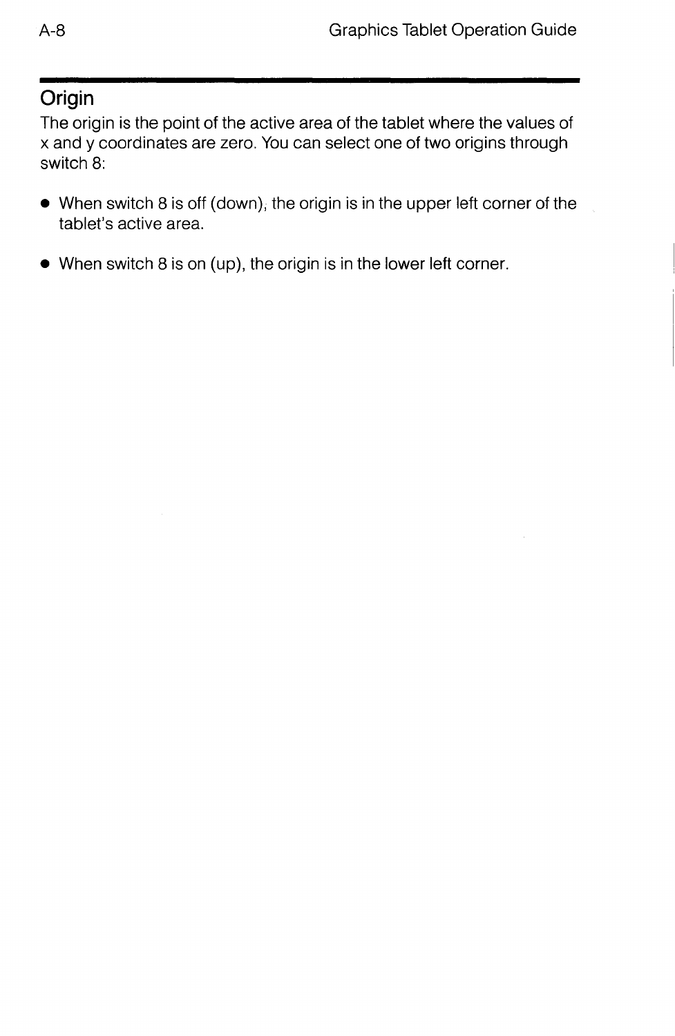## Origin

The origin is the point of the active area of the tablet where the values of x and y coordinates are zero. You can select one of two origins through switch 8:

- When switch 8 is off (down), the origin is in the upper left corner of the tablet's active area.
- When switch 8 is on (up), the origin is in the lower left corner.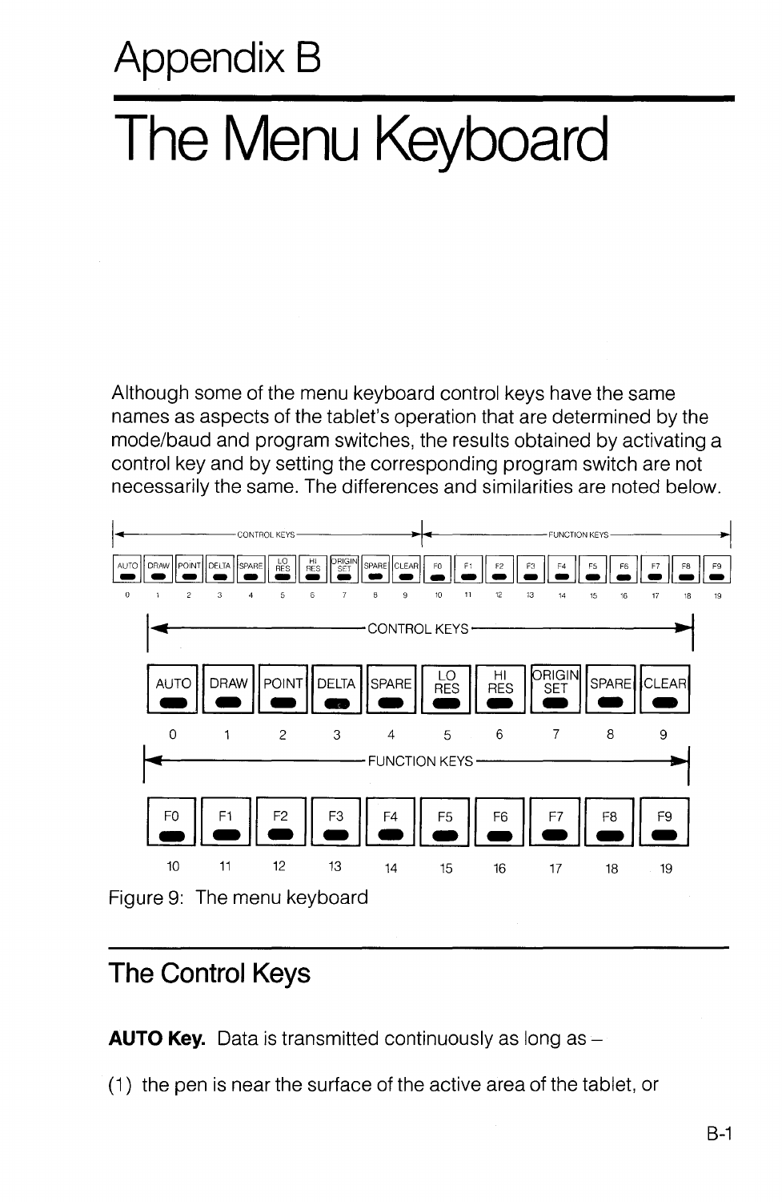# Appendix B

# The Menu Keyboard

Although some of the menu keyboard control keys have the same names as aspects of the tablet's operation that are determined by the mode/baud and program switches, the results obtained by activating a control key and by setting the corresponding program switch are not necessarily the same. The differences and similarities are noted below.

CONTROL KEYS

FUNCTION KEYS

AUTO DRAW POINT DELTA SPARE LO RES HI RES ORIGIN SET SPARE CLEAR F0 F1 F2 F3 F4 F5 F6 F7 F8 F9

0 1 2 3 4 5 6 7 8 9 10 11 12 13 14 15 16 17 18 19

CONTROL KEYS

AUTO DRAW POINT DELTA SPARE LO RES HI RES ORIGIN SET SPARE CLEAR

0 1 2 3 4 5 6 7 8 9

FUNCTION KEYS

F0 F1 F2 F3 F4 F5 F6 F7 F8 F9

10 11 12 13 14 15 16 17 18 19

Figure 9: The menu keyboard

## The Control Keys

**AUTO Key.** Data is transmitted continuously as long as –

(1) the pen is near the surface of the active area of the tablet, or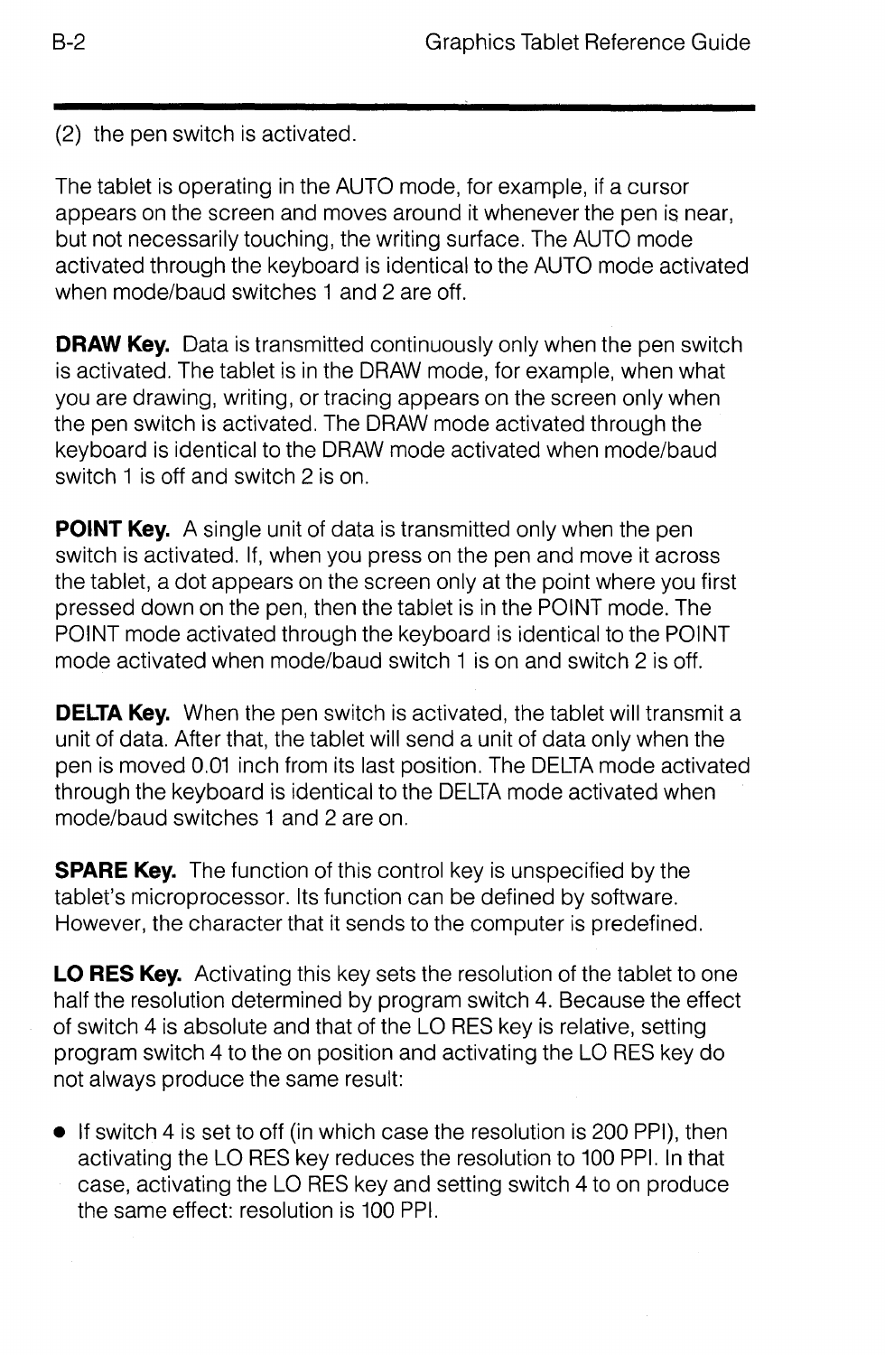(2) the pen switch is activated.

The tablet is operating in the AUTO mode, for example, if a cursor appears on the screen and moves around it whenever the pen is near, but not necessarily touching, the writing surface. The AUTO mode activated through the keyboard is identical to the AUTO mode activated when mode/baud switches 1 and 2 are off.

**DRAW Key.** Data is transmitted continuously only when the pen switch is activated. The tablet is in the DRAW mode, for example, when what you are drawing, writing, or tracing appears on the screen only when the pen switch is activated. The DRAW mode activated through the keyboard is identical to the DRAW mode activated when mode/baud switch 1 is off and switch 2 is on.

**POINT Key.** A single unit of data is transmitted only when the pen switch is activated. If, when you press on the pen and move it across the tablet, a dot appears on the screen only at the point where you first pressed down on the pen, then the tablet is in the POINT mode. The POINT mode activated through the keyboard is identical to the POINT mode activated when mode/baud switch 1 is on and switch 2 is off.

**DELTA Key.** When the pen switch is activated, the tablet will transmit a unit of data. After that, the tablet will send a unit of data only when the pen is moved 0.01 inch from its last position. The DELTA mode activated through the keyboard is identical to the DELTA mode activated when mode/baud switches 1 and 2 are on.

**SPARE Key.** The function of this control key is unspecified by the tablet's microprocessor. Its function can be defined by software. However, the character that it sends to the computer is predefined.

**LO RES Key.** Activating this key sets the resolution of the tablet to one half the resolution determined by program switch 4. Because the effect of switch 4 is absolute and that of the LO RES key is relative, setting program switch 4 to the on position and activating the LO RES key do not always produce the same result:

- If switch 4 is set to off (in which case the resolution is 200 PPI), then activating the LO RES key reduces the resolution to 100 PPI. In that case, activating the LO RES key and setting switch 4 to on produce the same effect: resolution is 100 PPI.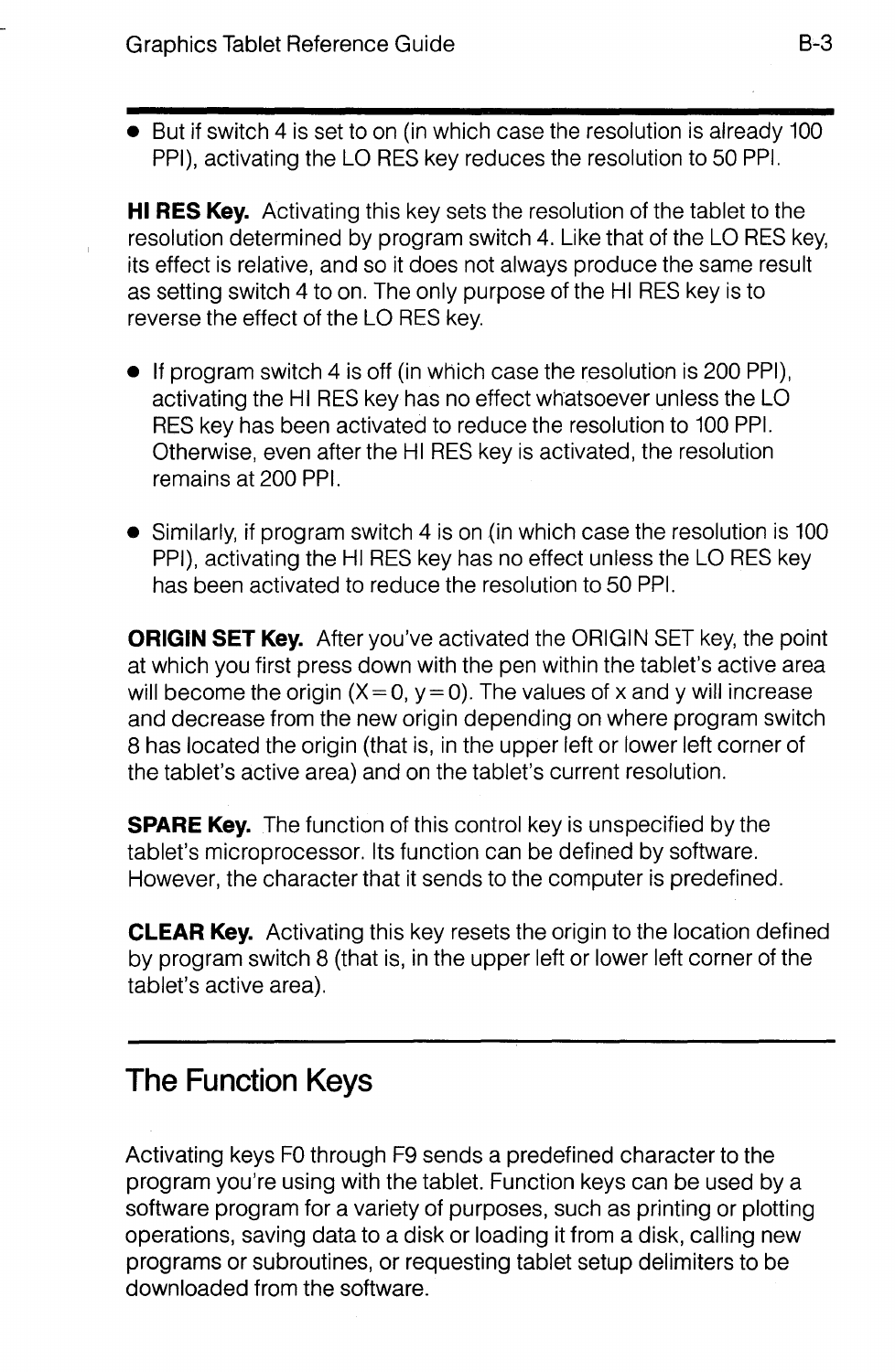- But if switch 4 is set to on (in which case the resolution is already 100 PPI), activating the LO RES key reduces the resolution to 50 PPI.

**HI RES Key.** Activating this key sets the resolution of the tablet to the resolution determined by program switch 4. Like that of the LO RES key, its effect is relative, and so it does not always produce the same result as setting switch 4 to on. The only purpose of the HI RES key is to reverse the effect of the LO RES key.

- If program switch 4 is off (in which case the resolution is 200 PPI), activating the HI RES key has no effect whatsoever unless the LO RES key has been activated to reduce the resolution to 100 PPI. Otherwise, even after the HI RES key is activated, the resolution remains at 200 PPI.

- Similarly, if program switch 4 is on (in which case the resolution is 100 PPI), activating the HI RES key has no effect unless the LO RES key has been activated to reduce the resolution to 50 PPI.

**ORIGIN SET Key.** After you've activated the ORIGIN SET key, the point at which you first press down with the pen within the tablet's active area will become the origin (X=0, y=0). The values of x and y will increase and decrease from the new origin depending on where program switch 8 has located the origin (that is, in the upper left or lower left corner of the tablet's active area) and on the tablet's current resolution.

**SPARE Key.** The function of this control key is unspecified by the tablet's microprocessor. Its function can be defined by software. However, the character that it sends to the computer is predefined.

**CLEAR Key.** Activating this key resets the origin to the location defined by program switch 8 (that is, in the upper left or lower left corner of the tablet's active area).

## The Function Keys

Activating keys F0 through F9 sends a predefined character to the program you're using with the tablet. Function keys can be used by a software program for a variety of purposes, such as printing or plotting operations, saving data to a disk or loading it from a disk, calling new programs or subroutines, or requesting tablet setup delimiters to be downloaded from the software.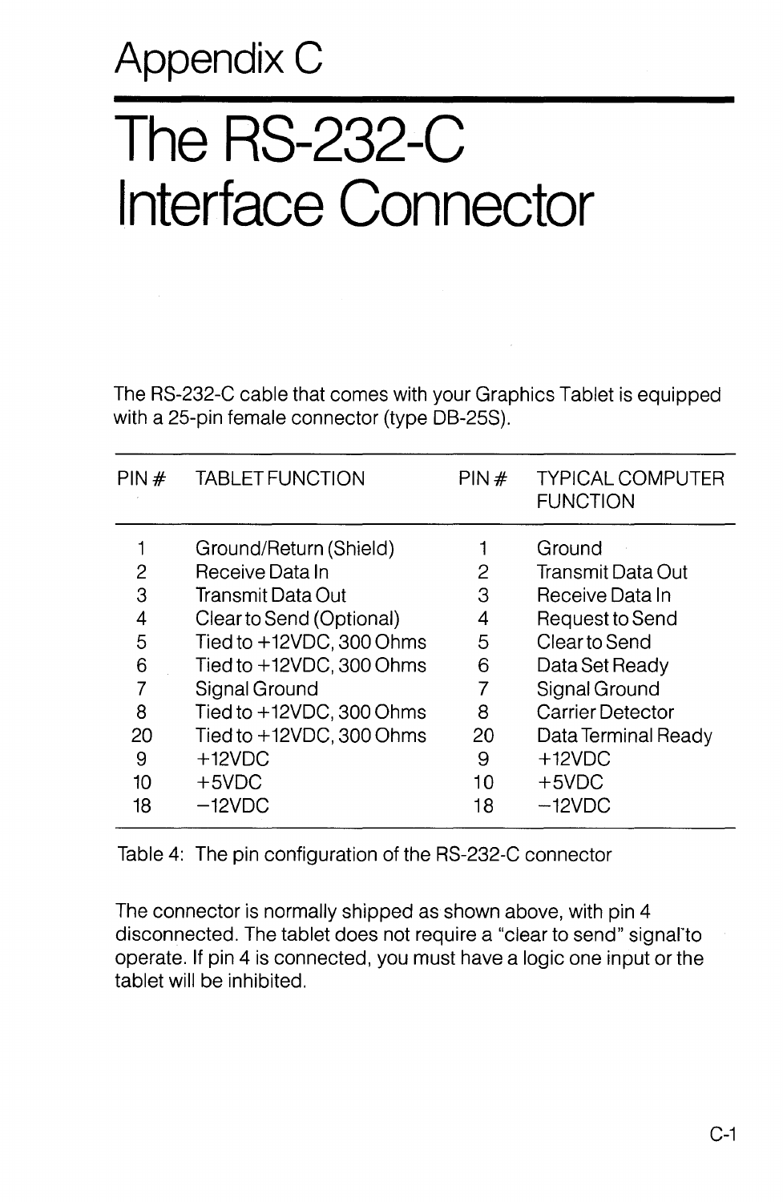Appendix C

# The RS-232-C Interface Connector

The RS-232-C cable that comes with your Graphics Tablet is equipped with a 25-pin female connector (type DB-25S).

| PIN # | TABLET FUNCTION | PIN # | TYPICAL COMPUTER FUNCTION |
|---|---|---|---|
| 1 | Ground/Return (Shield) | 1 | Ground |
| 2 | Receive Data In | 2 | Transmit Data Out |
| 3 | Transmit Data Out | 3 | Receive Data In |
| 4 | Clear to Send (Optional) | 4 | Request to Send |
| 5 | Tied to +12VDC, 300 Ohms | 5 | Clear to Send |
| 6 | Tied to +12VDC, 300 Ohms | 6 | Data Set Ready |
| 7 | Signal Ground | 7 | Signal Ground |
| 8 | Tied to +12VDC, 300 Ohms | 8 | Carrier Detector |
| 20 | Tied to +12VDC, 300 Ohms | 20 | Data Terminal Ready |
| 9 | +12VDC | 9 | +12VDC |
| 10 | +5VDC | 10 | +5VDC |
| 18 | −12VDC | 18 | −12VDC |

Table 4: The pin configuration of the RS-232-C connector

The connector is normally shipped as shown above, with pin 4 disconnected. The tablet does not require a "clear to send" signal to operate. If pin 4 is connected, you must have a logic one input or the tablet will be inhibited.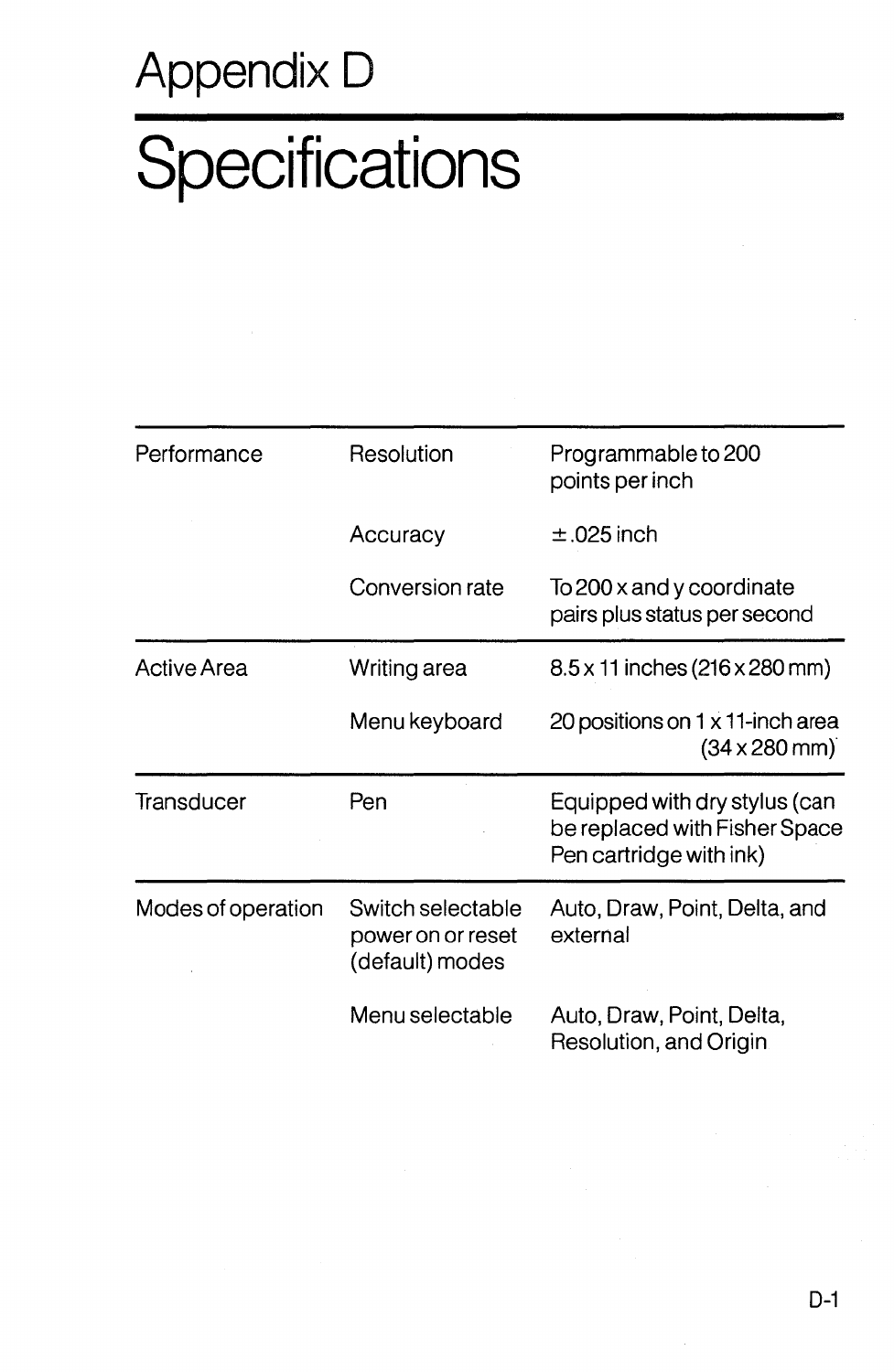# Appendix D

# Specifications

| | | |
|---|---|---|
| Performance | Resolution | Programmable to 200 points per inch |
| | Accuracy | ±.025 inch |
| | Conversion rate | To 200 x and y coordinate pairs plus status per second |
| Active Area | Writing area | 8.5 x 11 inches (216 x 280 mm) |
| | Menu keyboard | 20 positions on 1 x 11-inch area (34 x 280 mm) |
| Transducer | Pen | Equipped with dry stylus (can be replaced with Fisher Space Pen cartridge with ink) |
| Modes of operation | Switch selectable power on or reset (default) modes | Auto, Draw, Point, Delta, and external |
| | Menu selectable | Auto, Draw, Point, Delta, Resolution, and Origin |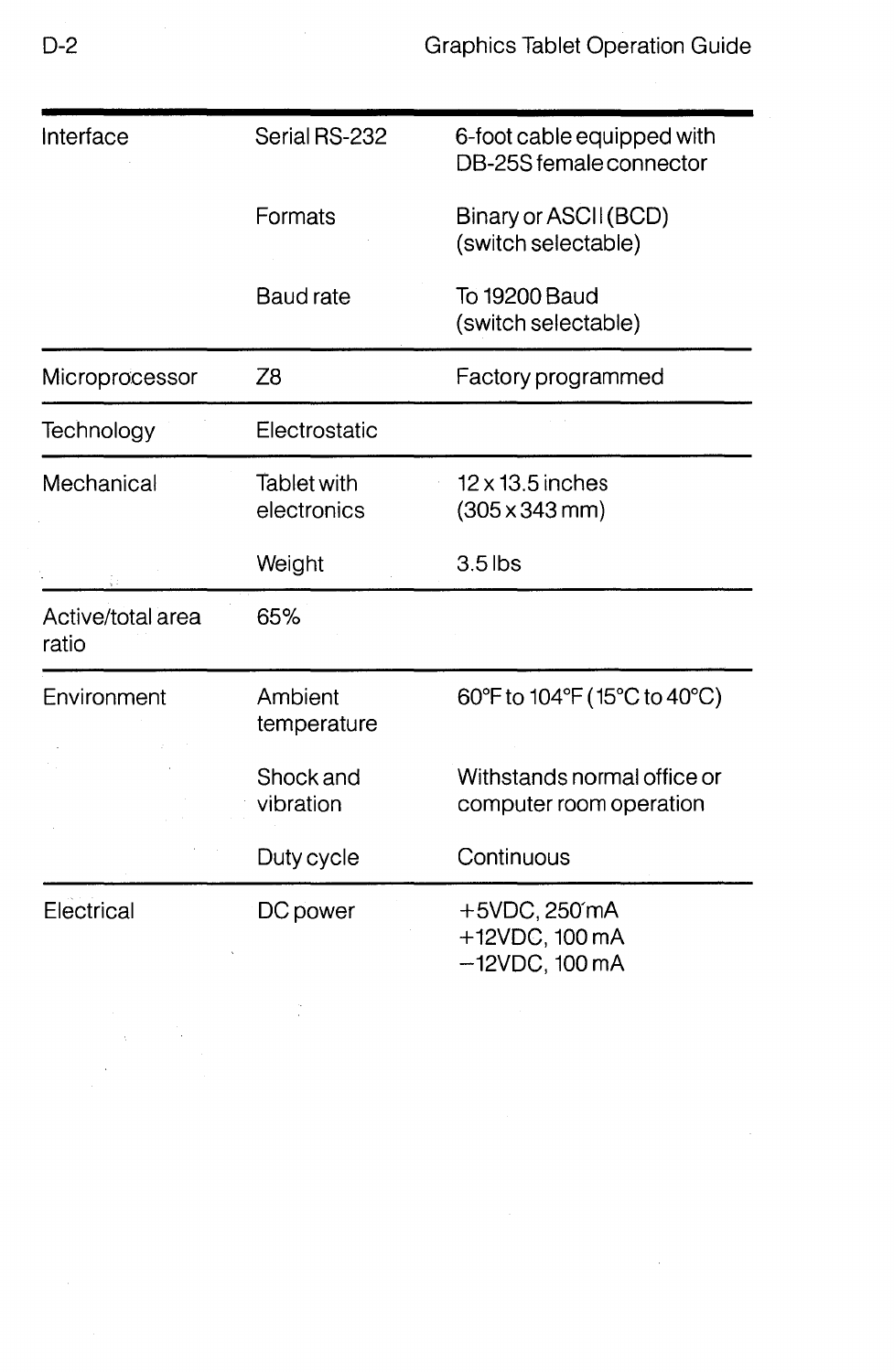| | | |
|---|---|---|
| Interface | Serial RS-232 | 6-foot cable equipped with DB-25S female connector |
| | Formats | Binary or ASCII (BCD) (switch selectable) |
| | Baud rate | To 19200 Baud (switch selectable) |
| Microprocessor | Z8 | Factory programmed |
| Technology | Electrostatic | |
| Mechanical | Tablet with electronics | 12 x 13.5 inches (305 x 343 mm) |
| | Weight | 3.5 lbs |
| Active/total area ratio | 65% | |
| Environment | Ambient temperature | 60°F to 104°F (15°C to 40°C) |
| | Shock and vibration | Withstands normal office or computer room operation |
| | Duty cycle | Continuous |
| Electrical | DC power | +5VDC, 250 mA<br>+12VDC, 100 mA<br>−12VDC, 100 mA |